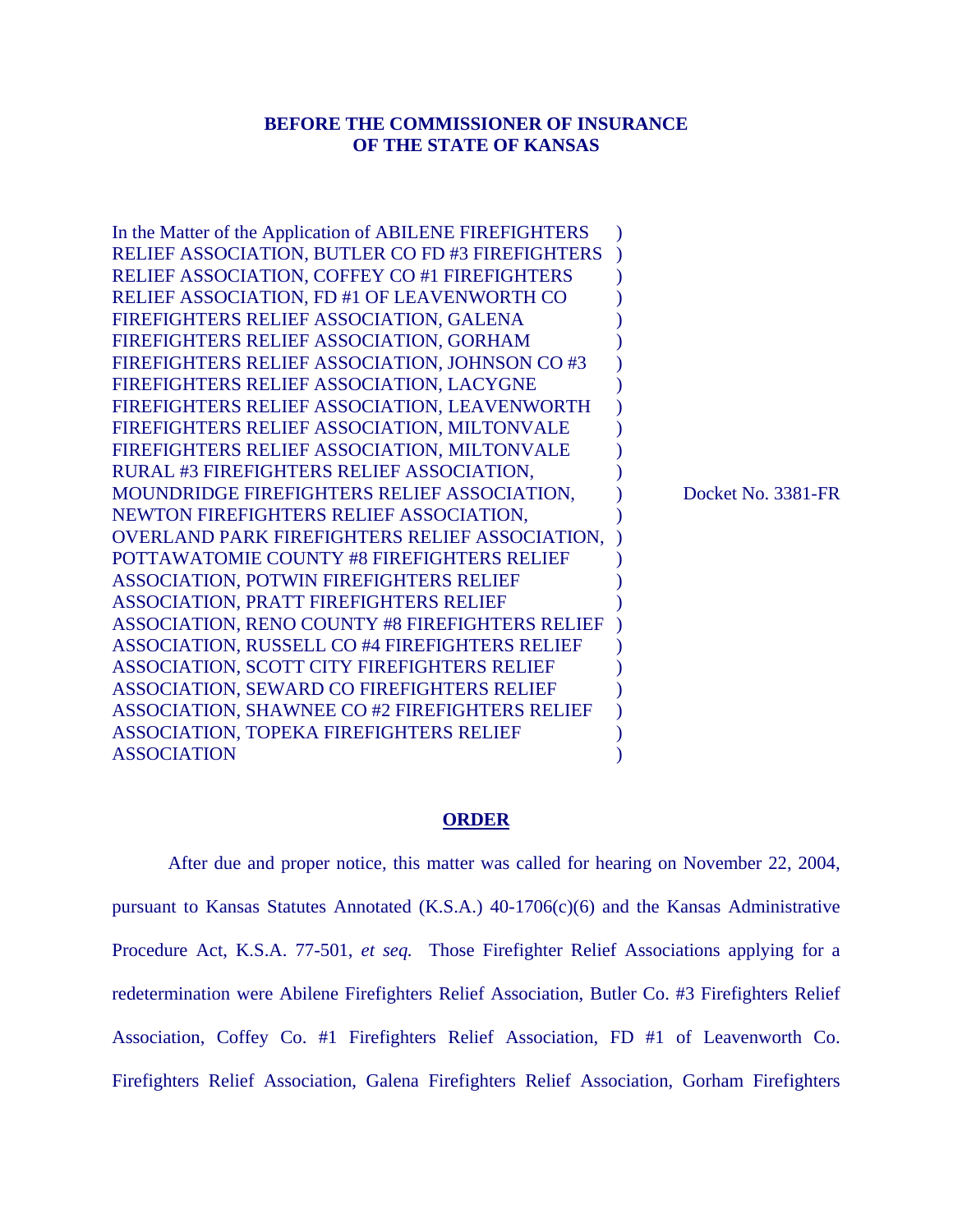**BEFORE THE COMMISSIONER OF INSURANCE**
**OF THE STATE OF KANSAS**

In the Matter of the Application of ABILENE FIREFIGHTERS RELIEF ASSOCIATION, BUTLER CO FD #3 FIREFIGHTERS RELIEF ASSOCIATION, COFFEY CO #1 FIREFIGHTERS RELIEF ASSOCIATION, FD #1 OF LEAVENWORTH CO FIREFIGHTERS RELIEF ASSOCIATION, GALENA FIREFIGHTERS RELIEF ASSOCIATION, GORHAM FIREFIGHTERS RELIEF ASSOCIATION, JOHNSON CO #3 FIREFIGHTERS RELIEF ASSOCIATION, LACYGNE FIREFIGHTERS RELIEF ASSOCIATION, LEAVENWORTH FIREFIGHTERS RELIEF ASSOCIATION, MILTONVALE FIREFIGHTERS RELIEF ASSOCIATION, MILTONVALE RURAL #3 FIREFIGHTERS RELIEF ASSOCIATION, MOUNDRIDGE FIREFIGHTERS RELIEF ASSOCIATION, NEWTON FIREFIGHTERS RELIEF ASSOCIATION, OVERLAND PARK FIREFIGHTERS RELIEF ASSOCIATION, POTTAWATOMIE COUNTY #8 FIREFIGHTERS RELIEF ASSOCIATION, POTWIN FIREFIGHTERS RELIEF ASSOCIATION, PRATT FIREFIGHTERS RELIEF ASSOCIATION, RENO COUNTY #8 FIREFIGHTERS RELIEF ASSOCIATION, RUSSELL CO #4 FIREFIGHTERS RELIEF ASSOCIATION, SCOTT CITY FIREFIGHTERS RELIEF ASSOCIATION, SEWARD CO FIREFIGHTERS RELIEF ASSOCIATION, SHAWNEE CO #2 FIREFIGHTERS RELIEF ASSOCIATION, TOPEKA FIREFIGHTERS RELIEF ASSOCIATION

Docket No. 3381-FR

## ORDER

After due and proper notice, this matter was called for hearing on November 22, 2004, pursuant to Kansas Statutes Annotated (K.S.A.) 40-1706(c)(6) and the Kansas Administrative Procedure Act, K.S.A. 77-501, *et seq.* Those Firefighter Relief Associations applying for a redetermination were Abilene Firefighters Relief Association, Butler Co. #3 Firefighters Relief Association, Coffey Co. #1 Firefighters Relief Association, FD #1 of Leavenworth Co. Firefighters Relief Association, Galena Firefighters Relief Association, Gorham Firefighters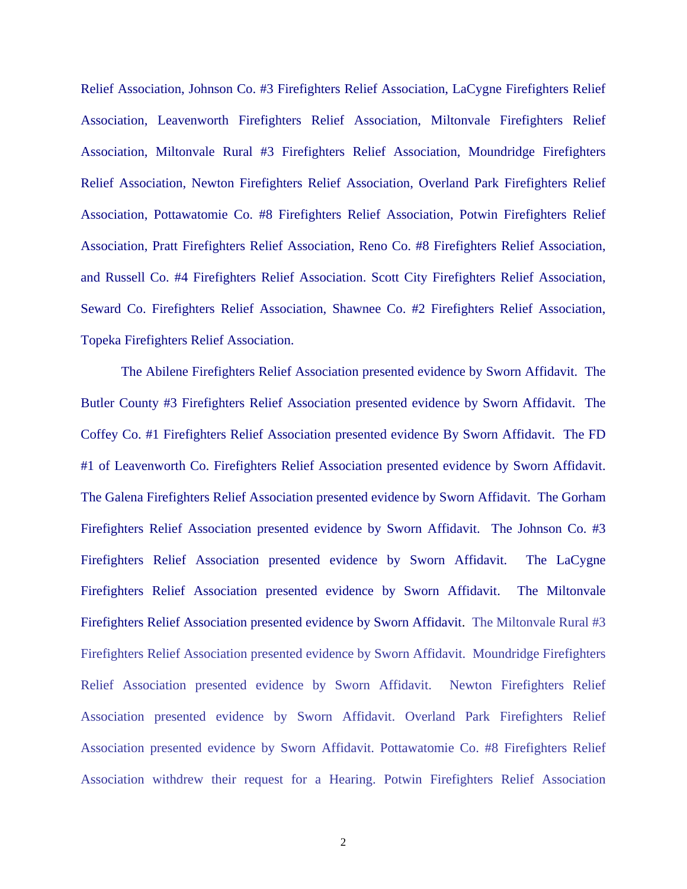Relief Association, Johnson Co. #3 Firefighters Relief Association, LaCygne Firefighters Relief Association, Leavenworth Firefighters Relief Association, Miltonvale Firefighters Relief Association, Miltonvale Rural #3 Firefighters Relief Association, Moundridge Firefighters Relief Association, Newton Firefighters Relief Association, Overland Park Firefighters Relief Association, Pottawatomie Co. #8 Firefighters Relief Association, Potwin Firefighters Relief Association, Pratt Firefighters Relief Association, Reno Co. #8 Firefighters Relief Association, and Russell Co. #4 Firefighters Relief Association. Scott City Firefighters Relief Association, Seward Co. Firefighters Relief Association, Shawnee Co. #2 Firefighters Relief Association, Topeka Firefighters Relief Association.

The Abilene Firefighters Relief Association presented evidence by Sworn Affidavit. The Butler County #3 Firefighters Relief Association presented evidence by Sworn Affidavit. The Coffey Co. #1 Firefighters Relief Association presented evidence By Sworn Affidavit. The FD #1 of Leavenworth Co. Firefighters Relief Association presented evidence by Sworn Affidavit. The Galena Firefighters Relief Association presented evidence by Sworn Affidavit. The Gorham Firefighters Relief Association presented evidence by Sworn Affidavit. The Johnson Co. #3 Firefighters Relief Association presented evidence by Sworn Affidavit. The LaCygne Firefighters Relief Association presented evidence by Sworn Affidavit. The Miltonvale Firefighters Relief Association presented evidence by Sworn Affidavit. The Miltonvale Rural #3 Firefighters Relief Association presented evidence by Sworn Affidavit. Moundridge Firefighters Relief Association presented evidence by Sworn Affidavit. Newton Firefighters Relief Association presented evidence by Sworn Affidavit. Overland Park Firefighters Relief Association presented evidence by Sworn Affidavit. Pottawatomie Co. #8 Firefighters Relief Association withdrew their request for a Hearing. Potwin Firefighters Relief Association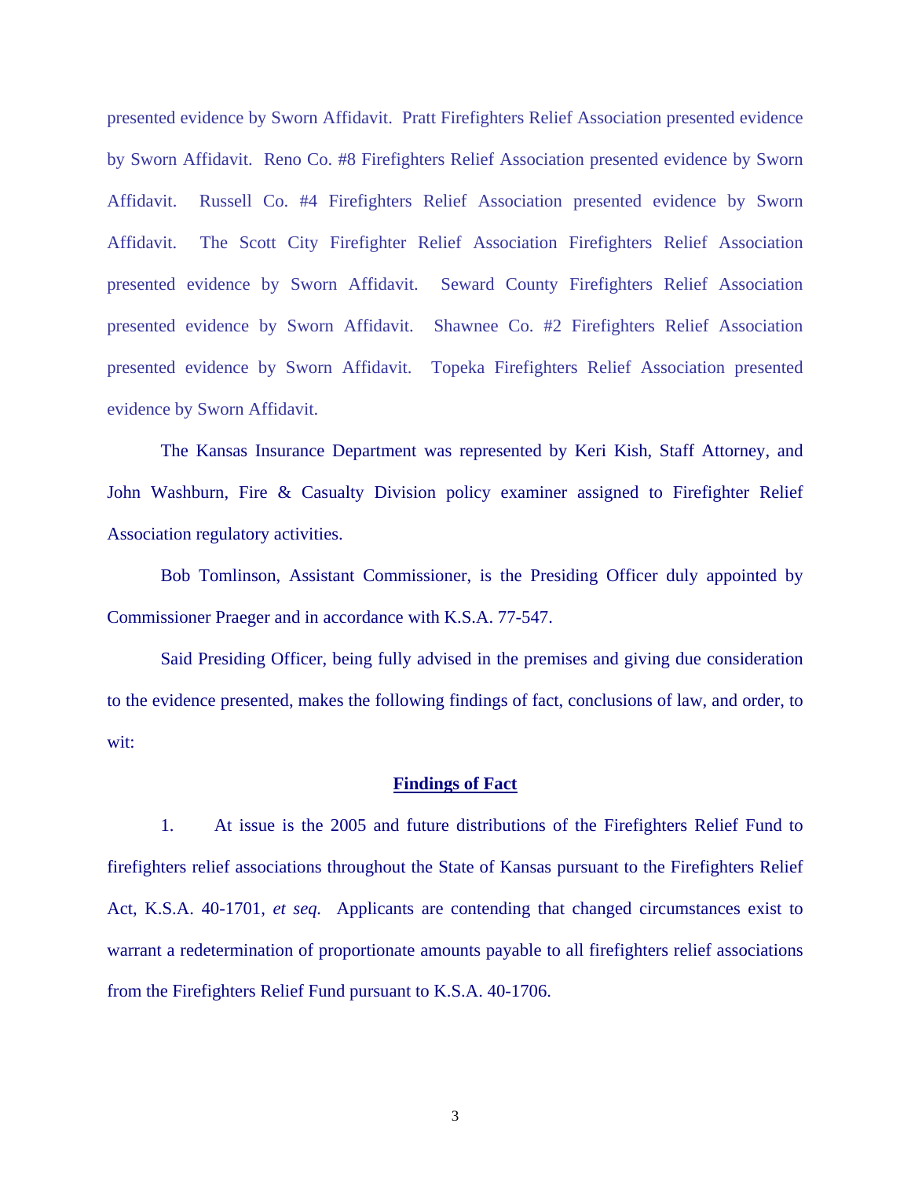presented evidence by Sworn Affidavit. Pratt Firefighters Relief Association presented evidence by Sworn Affidavit. Reno Co. #8 Firefighters Relief Association presented evidence by Sworn Affidavit. Russell Co. #4 Firefighters Relief Association presented evidence by Sworn Affidavit. The Scott City Firefighter Relief Association Firefighters Relief Association presented evidence by Sworn Affidavit. Seward County Firefighters Relief Association presented evidence by Sworn Affidavit. Shawnee Co. #2 Firefighters Relief Association presented evidence by Sworn Affidavit. Topeka Firefighters Relief Association presented evidence by Sworn Affidavit.

The Kansas Insurance Department was represented by Keri Kish, Staff Attorney, and John Washburn, Fire & Casualty Division policy examiner assigned to Firefighter Relief Association regulatory activities.

Bob Tomlinson, Assistant Commissioner, is the Presiding Officer duly appointed by Commissioner Praeger and in accordance with K.S.A. 77-547.

Said Presiding Officer, being fully advised in the premises and giving due consideration to the evidence presented, makes the following findings of fact, conclusions of law, and order, to wit:

**Findings of Fact**

1. At issue is the 2005 and future distributions of the Firefighters Relief Fund to firefighters relief associations throughout the State of Kansas pursuant to the Firefighters Relief Act, K.S.A. 40-1701, *et seq.* Applicants are contending that changed circumstances exist to warrant a redetermination of proportionate amounts payable to all firefighters relief associations from the Firefighters Relief Fund pursuant to K.S.A. 40-1706.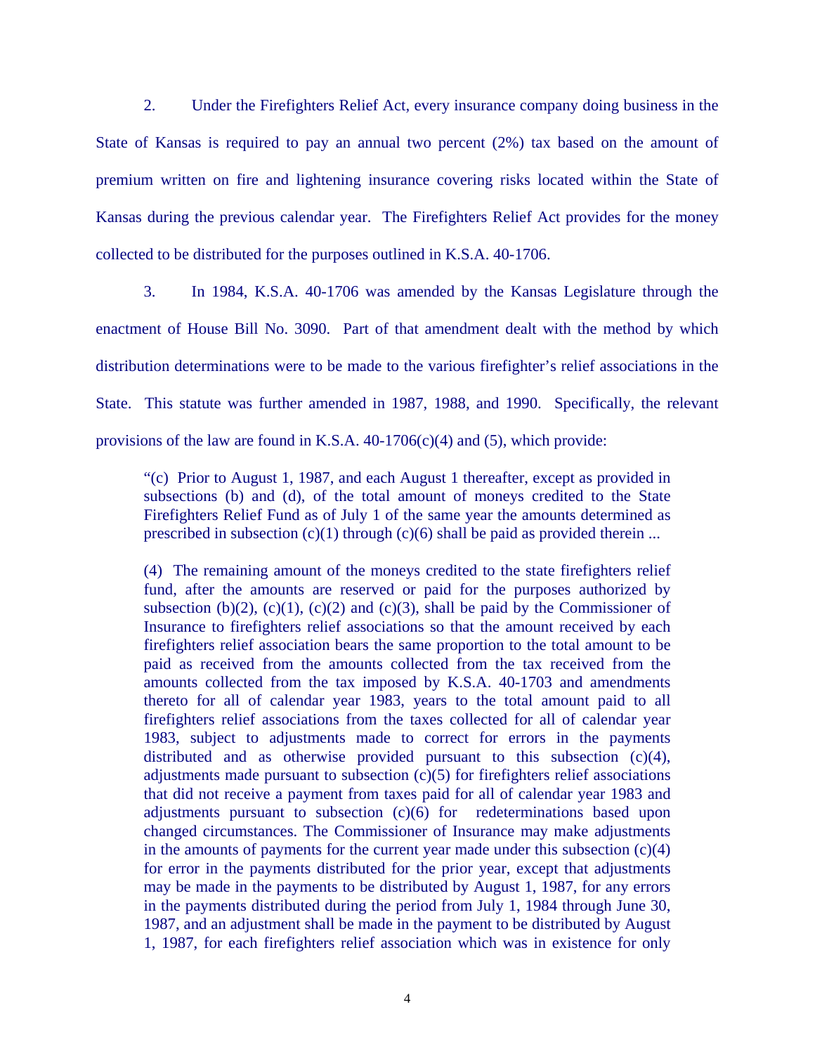2. Under the Firefighters Relief Act, every insurance company doing business in the State of Kansas is required to pay an annual two percent (2%) tax based on the amount of premium written on fire and lightening insurance covering risks located within the State of Kansas during the previous calendar year. The Firefighters Relief Act provides for the money collected to be distributed for the purposes outlined in K.S.A. 40-1706.

3. In 1984, K.S.A. 40-1706 was amended by the Kansas Legislature through the enactment of House Bill No. 3090. Part of that amendment dealt with the method by which distribution determinations were to be made to the various firefighter's relief associations in the State. This statute was further amended in 1987, 1988, and 1990. Specifically, the relevant provisions of the law are found in K.S.A. 40-1706(c)(4) and (5), which provide:

> "(c) Prior to August 1, 1987, and each August 1 thereafter, except as provided in subsections (b) and (d), of the total amount of moneys credited to the State Firefighters Relief Fund as of July 1 of the same year the amounts determined as prescribed in subsection (c)(1) through (c)(6) shall be paid as provided therein ...
>
> (4) The remaining amount of the moneys credited to the state firefighters relief fund, after the amounts are reserved or paid for the purposes authorized by subsection (b)(2), (c)(1), (c)(2) and (c)(3), shall be paid by the Commissioner of Insurance to firefighters relief associations so that the amount received by each firefighters relief association bears the same proportion to the total amount to be paid as received from the amounts collected from the tax received from the amounts collected from the tax imposed by K.S.A. 40-1703 and amendments thereto for all of calendar year 1983, years to the total amount paid to all firefighters relief associations from the taxes collected for all of calendar year 1983, subject to adjustments made to correct for errors in the payments distributed and as otherwise provided pursuant to this subsection (c)(4), adjustments made pursuant to subsection (c)(5) for firefighters relief associations that did not receive a payment from taxes paid for all of calendar year 1983 and adjustments pursuant to subsection (c)(6) for redeterminations based upon changed circumstances. The Commissioner of Insurance may make adjustments in the amounts of payments for the current year made under this subsection (c)(4) for error in the payments distributed for the prior year, except that adjustments may be made in the payments to be distributed by August 1, 1987, for any errors in the payments distributed during the period from July 1, 1984 through June 30, 1987, and an adjustment shall be made in the payment to be distributed by August 1, 1987, for each firefighters relief association which was in existence for only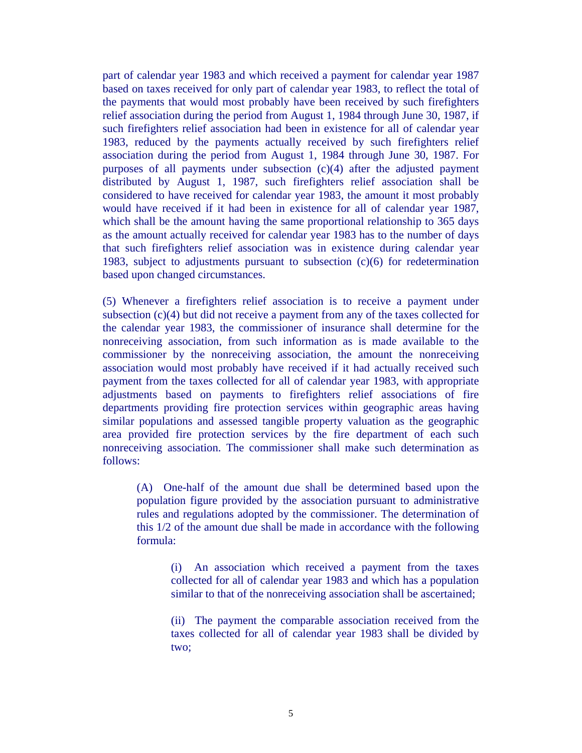part of calendar year 1983 and which received a payment for calendar year 1987 based on taxes received for only part of calendar year 1983, to reflect the total of the payments that would most probably have been received by such firefighters relief association during the period from August 1, 1984 through June 30, 1987, if such firefighters relief association had been in existence for all of calendar year 1983, reduced by the payments actually received by such firefighters relief association during the period from August 1, 1984 through June 30, 1987. For purposes of all payments under subsection (c)(4) after the adjusted payment distributed by August 1, 1987, such firefighters relief association shall be considered to have received for calendar year 1983, the amount it most probably would have received if it had been in existence for all of calendar year 1987, which shall be the amount having the same proportional relationship to 365 days as the amount actually received for calendar year 1983 has to the number of days that such firefighters relief association was in existence during calendar year 1983, subject to adjustments pursuant to subsection (c)(6) for redetermination based upon changed circumstances.

(5) Whenever a firefighters relief association is to receive a payment under subsection (c)(4) but did not receive a payment from any of the taxes collected for the calendar year 1983, the commissioner of insurance shall determine for the nonreceiving association, from such information as is made available to the commissioner by the nonreceiving association, the amount the nonreceiving association would most probably have received if it had actually received such payment from the taxes collected for all of calendar year 1983, with appropriate adjustments based on payments to firefighters relief associations of fire departments providing fire protection services within geographic areas having similar populations and assessed tangible property valuation as the geographic area provided fire protection services by the fire department of each such nonreceiving association. The commissioner shall make such determination as follows:

> (A) One-half of the amount due shall be determined based upon the population figure provided by the association pursuant to administrative rules and regulations adopted by the commissioner. The determination of this 1/2 of the amount due shall be made in accordance with the following formula:
>
> > (i) An association which received a payment from the taxes collected for all of calendar year 1983 and which has a population similar to that of the nonreceiving association shall be ascertained;
> >
> > (ii) The payment the comparable association received from the taxes collected for all of calendar year 1983 shall be divided by two;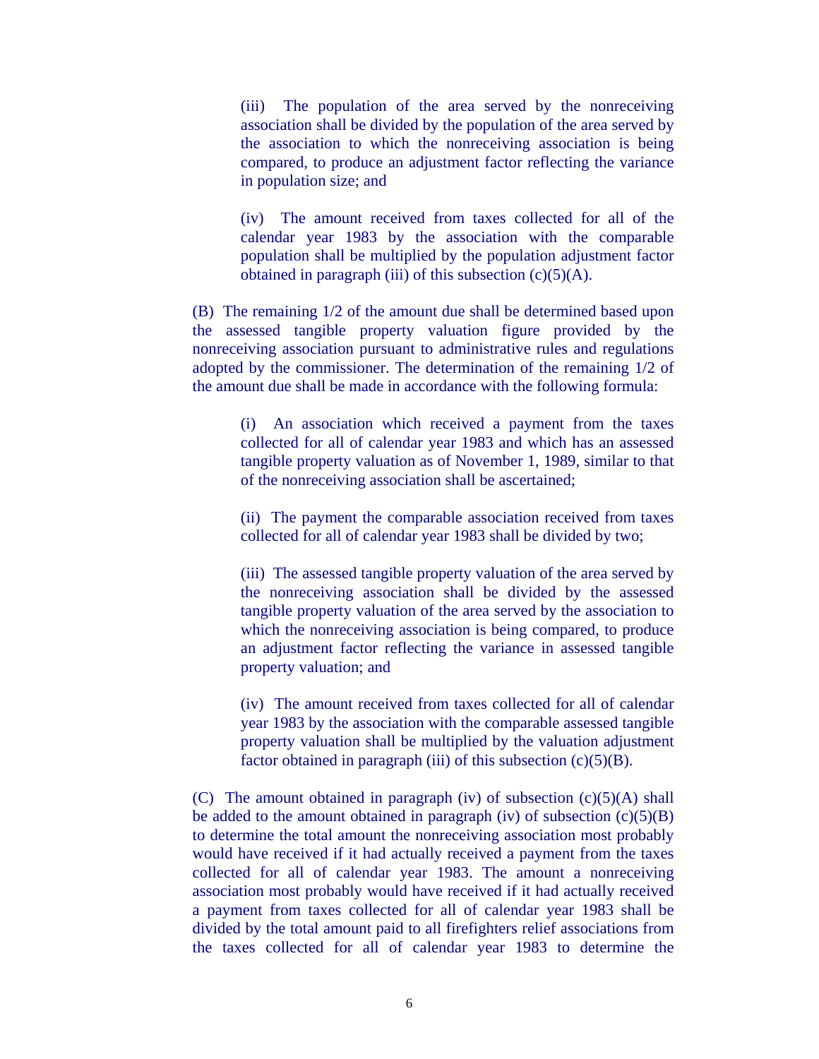(iii) The population of the area served by the nonreceiving association shall be divided by the population of the area served by the association to which the nonreceiving association is being compared, to produce an adjustment factor reflecting the variance in population size; and

(iv) The amount received from taxes collected for all of the calendar year 1983 by the association with the comparable population shall be multiplied by the population adjustment factor obtained in paragraph (iii) of this subsection (c)(5)(A).

(B) The remaining 1/2 of the amount due shall be determined based upon the assessed tangible property valuation figure provided by the nonreceiving association pursuant to administrative rules and regulations adopted by the commissioner. The determination of the remaining 1/2 of the amount due shall be made in accordance with the following formula:

(i) An association which received a payment from the taxes collected for all of calendar year 1983 and which has an assessed tangible property valuation as of November 1, 1989, similar to that of the nonreceiving association shall be ascertained;

(ii) The payment the comparable association received from taxes collected for all of calendar year 1983 shall be divided by two;

(iii) The assessed tangible property valuation of the area served by the nonreceiving association shall be divided by the assessed tangible property valuation of the area served by the association to which the nonreceiving association is being compared, to produce an adjustment factor reflecting the variance in assessed tangible property valuation; and

(iv) The amount received from taxes collected for all of calendar year 1983 by the association with the comparable assessed tangible property valuation shall be multiplied by the valuation adjustment factor obtained in paragraph (iii) of this subsection (c)(5)(B).

(C) The amount obtained in paragraph (iv) of subsection (c)(5)(A) shall be added to the amount obtained in paragraph (iv) of subsection (c)(5)(B) to determine the total amount the nonreceiving association most probably would have received if it had actually received a payment from the taxes collected for all of calendar year 1983. The amount a nonreceiving association most probably would have received if it had actually received a payment from taxes collected for all of calendar year 1983 shall be divided by the total amount paid to all firefighters relief associations from the taxes collected for all of calendar year 1983 to determine the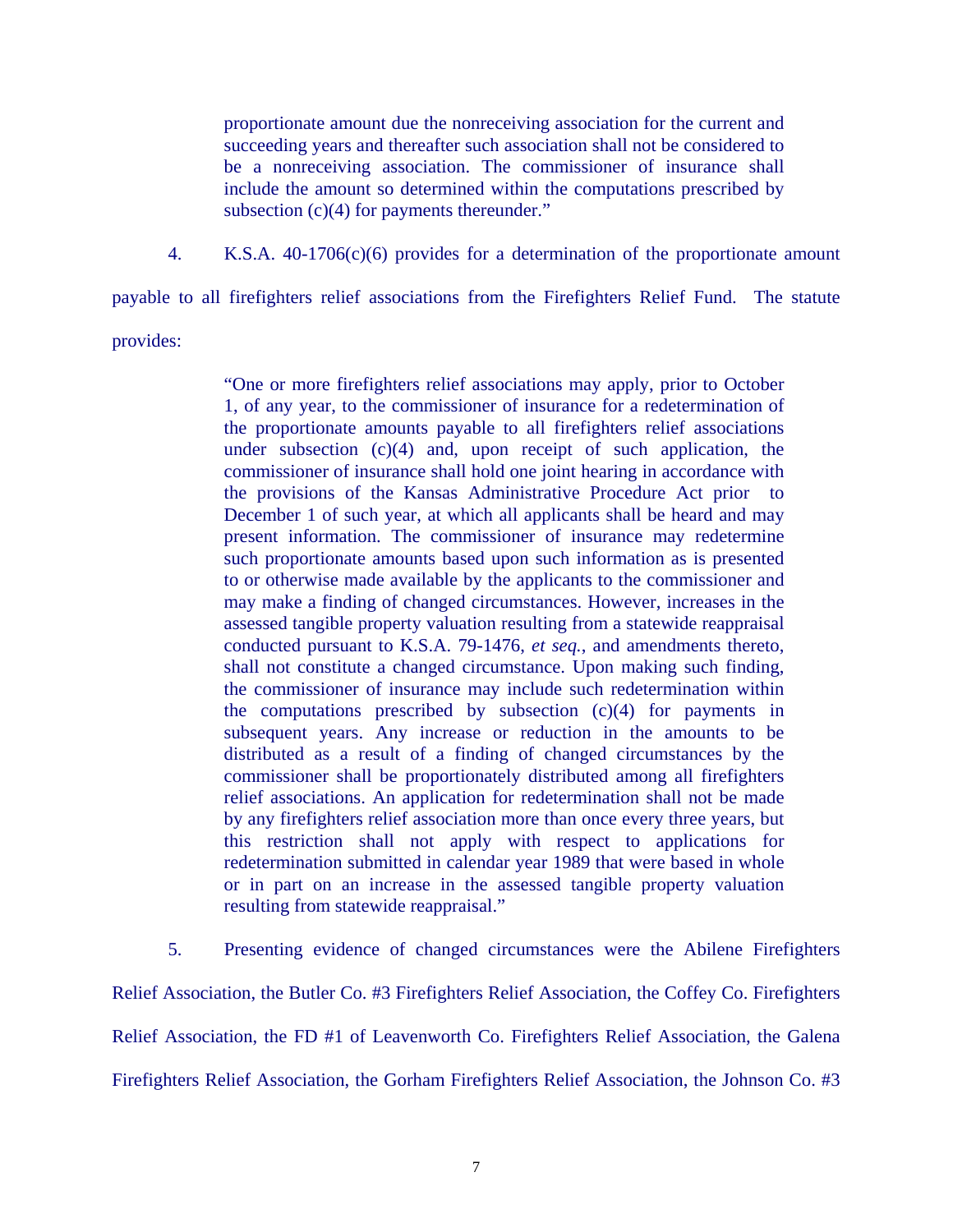> proportionate amount due the nonreceiving association for the current and succeeding years and thereafter such association shall not be considered to be a nonreceiving association. The commissioner of insurance shall include the amount so determined within the computations prescribed by subsection (c)(4) for payments thereunder."

4. K.S.A. 40-1706(c)(6) provides for a determination of the proportionate amount payable to all firefighters relief associations from the Firefighters Relief Fund. The statute provides:

> "One or more firefighters relief associations may apply, prior to October 1, of any year, to the commissioner of insurance for a redetermination of the proportionate amounts payable to all firefighters relief associations under subsection (c)(4) and, upon receipt of such application, the commissioner of insurance shall hold one joint hearing in accordance with the provisions of the Kansas Administrative Procedure Act prior to December 1 of such year, at which all applicants shall be heard and may present information. The commissioner of insurance may redetermine such proportionate amounts based upon such information as is presented to or otherwise made available by the applicants to the commissioner and may make a finding of changed circumstances. However, increases in the assessed tangible property valuation resulting from a statewide reappraisal conducted pursuant to K.S.A. 79-1476, *et seq.*, and amendments thereto, shall not constitute a changed circumstance. Upon making such finding, the commissioner of insurance may include such redetermination within the computations prescribed by subsection (c)(4) for payments in subsequent years. Any increase or reduction in the amounts to be distributed as a result of a finding of changed circumstances by the commissioner shall be proportionately distributed among all firefighters relief associations. An application for redetermination shall not be made by any firefighters relief association more than once every three years, but this restriction shall not apply with respect to applications for redetermination submitted in calendar year 1989 that were based in whole or in part on an increase in the assessed tangible property valuation resulting from statewide reappraisal."

5. Presenting evidence of changed circumstances were the Abilene Firefighters Relief Association, the Butler Co. #3 Firefighters Relief Association, the Coffey Co. Firefighters Relief Association, the FD #1 of Leavenworth Co. Firefighters Relief Association, the Galena Firefighters Relief Association, the Gorham Firefighters Relief Association, the Johnson Co. #3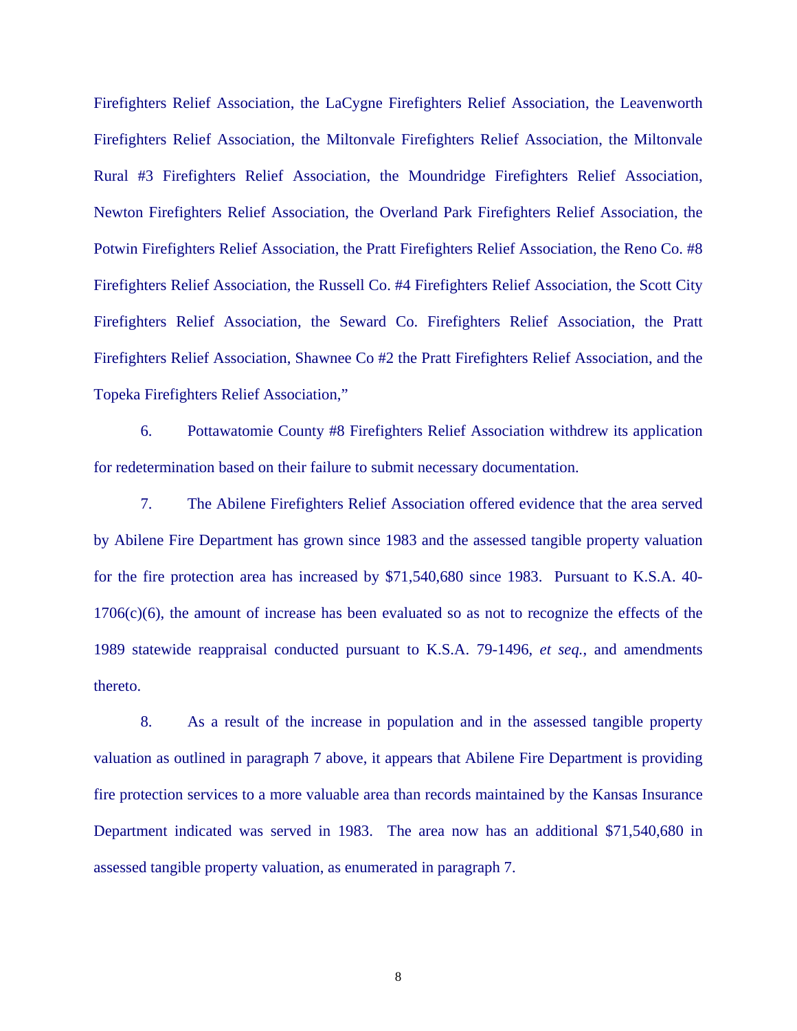Firefighters Relief Association, the LaCygne Firefighters Relief Association, the Leavenworth Firefighters Relief Association, the Miltonvale Firefighters Relief Association, the Miltonvale Rural #3 Firefighters Relief Association, the Moundridge Firefighters Relief Association, Newton Firefighters Relief Association, the Overland Park Firefighters Relief Association, the Potwin Firefighters Relief Association, the Pratt Firefighters Relief Association, the Reno Co. #8 Firefighters Relief Association, the Russell Co. #4 Firefighters Relief Association, the Scott City Firefighters Relief Association, the Seward Co. Firefighters Relief Association, the Pratt Firefighters Relief Association, Shawnee Co #2 the Pratt Firefighters Relief Association, and the Topeka Firefighters Relief Association,"

6. Pottawatomie County #8 Firefighters Relief Association withdrew its application for redetermination based on their failure to submit necessary documentation.

7. The Abilene Firefighters Relief Association offered evidence that the area served by Abilene Fire Department has grown since 1983 and the assessed tangible property valuation for the fire protection area has increased by $71,540,680 since 1983. Pursuant to K.S.A. 40-1706(c)(6), the amount of increase has been evaluated so as not to recognize the effects of the 1989 statewide reappraisal conducted pursuant to K.S.A. 79-1496, *et seq.*, and amendments thereto.

8. As a result of the increase in population and in the assessed tangible property valuation as outlined in paragraph 7 above, it appears that Abilene Fire Department is providing fire protection services to a more valuable area than records maintained by the Kansas Insurance Department indicated was served in 1983. The area now has an additional $71,540,680 in assessed tangible property valuation, as enumerated in paragraph 7.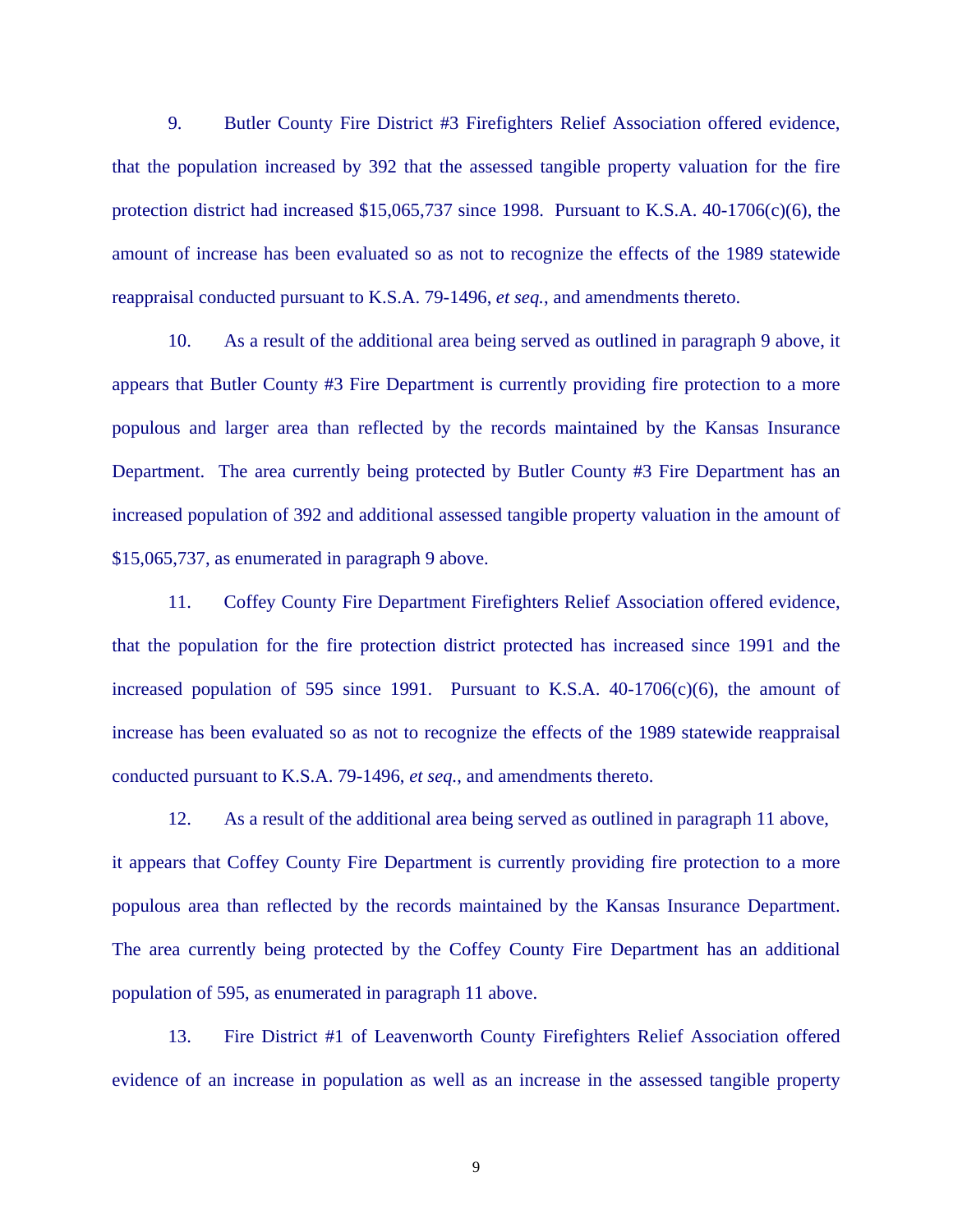9. Butler County Fire District #3 Firefighters Relief Association offered evidence, that the population increased by 392 that the assessed tangible property valuation for the fire protection district had increased $15,065,737 since 1998. Pursuant to K.S.A. 40-1706(c)(6), the amount of increase has been evaluated so as not to recognize the effects of the 1989 statewide reappraisal conducted pursuant to K.S.A. 79-1496, *et seq.*, and amendments thereto.

10. As a result of the additional area being served as outlined in paragraph 9 above, it appears that Butler County #3 Fire Department is currently providing fire protection to a more populous and larger area than reflected by the records maintained by the Kansas Insurance Department. The area currently being protected by Butler County #3 Fire Department has an increased population of 392 and additional assessed tangible property valuation in the amount of $15,065,737, as enumerated in paragraph 9 above.

11. Coffey County Fire Department Firefighters Relief Association offered evidence, that the population for the fire protection district protected has increased since 1991 and the increased population of 595 since 1991. Pursuant to K.S.A. 40-1706(c)(6), the amount of increase has been evaluated so as not to recognize the effects of the 1989 statewide reappraisal conducted pursuant to K.S.A. 79-1496, *et seq.*, and amendments thereto.

12. As a result of the additional area being served as outlined in paragraph 11 above, it appears that Coffey County Fire Department is currently providing fire protection to a more populous area than reflected by the records maintained by the Kansas Insurance Department. The area currently being protected by the Coffey County Fire Department has an additional population of 595, as enumerated in paragraph 11 above.

13. Fire District #1 of Leavenworth County Firefighters Relief Association offered evidence of an increase in population as well as an increase in the assessed tangible property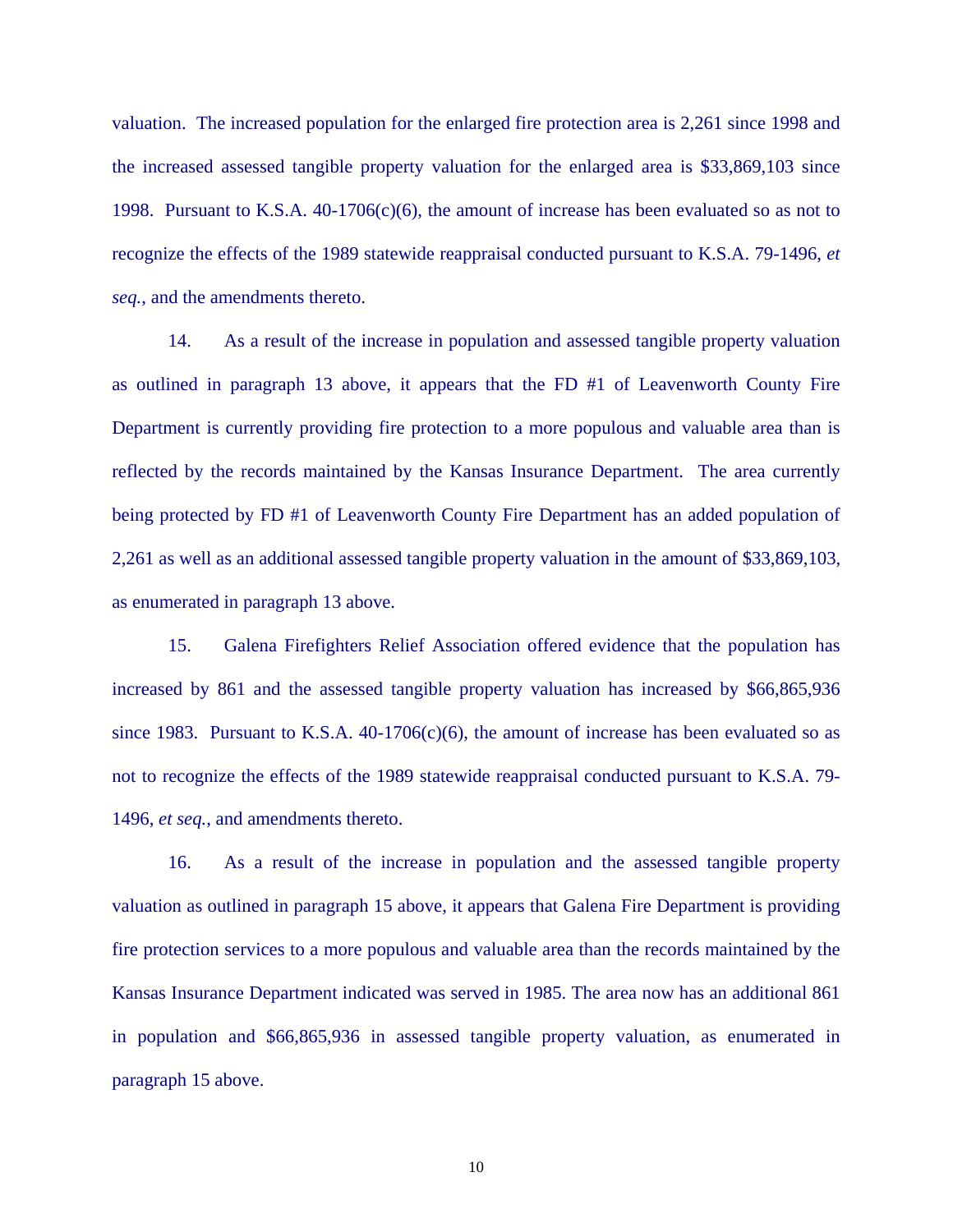valuation. The increased population for the enlarged fire protection area is 2,261 since 1998 and the increased assessed tangible property valuation for the enlarged area is $33,869,103 since 1998. Pursuant to K.S.A. 40-1706(c)(6), the amount of increase has been evaluated so as not to recognize the effects of the 1989 statewide reappraisal conducted pursuant to K.S.A. 79-1496, *et seq.*, and the amendments thereto.

14. As a result of the increase in population and assessed tangible property valuation as outlined in paragraph 13 above, it appears that the FD #1 of Leavenworth County Fire Department is currently providing fire protection to a more populous and valuable area than is reflected by the records maintained by the Kansas Insurance Department. The area currently being protected by FD #1 of Leavenworth County Fire Department has an added population of 2,261 as well as an additional assessed tangible property valuation in the amount of $33,869,103, as enumerated in paragraph 13 above.

15. Galena Firefighters Relief Association offered evidence that the population has increased by 861 and the assessed tangible property valuation has increased by $66,865,936 since 1983. Pursuant to K.S.A. 40-1706(c)(6), the amount of increase has been evaluated so as not to recognize the effects of the 1989 statewide reappraisal conducted pursuant to K.S.A. 79-1496, *et seq.*, and amendments thereto.

16. As a result of the increase in population and the assessed tangible property valuation as outlined in paragraph 15 above, it appears that Galena Fire Department is providing fire protection services to a more populous and valuable area than the records maintained by the Kansas Insurance Department indicated was served in 1985. The area now has an additional 861 in population and $66,865,936 in assessed tangible property valuation, as enumerated in paragraph 15 above.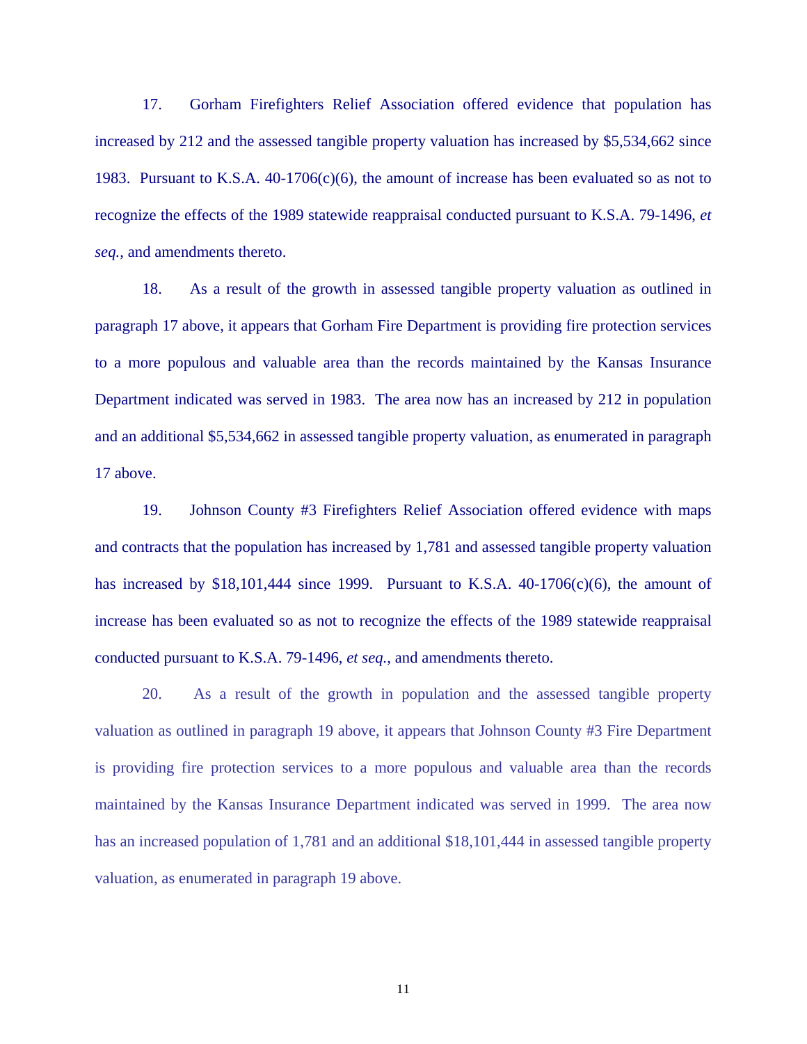17. Gorham Firefighters Relief Association offered evidence that population has increased by 212 and the assessed tangible property valuation has increased by $5,534,662 since 1983. Pursuant to K.S.A. 40-1706(c)(6), the amount of increase has been evaluated so as not to recognize the effects of the 1989 statewide reappraisal conducted pursuant to K.S.A. 79-1496, *et seq.*, and amendments thereto.

18. As a result of the growth in assessed tangible property valuation as outlined in paragraph 17 above, it appears that Gorham Fire Department is providing fire protection services to a more populous and valuable area than the records maintained by the Kansas Insurance Department indicated was served in 1983. The area now has an increased by 212 in population and an additional $5,534,662 in assessed tangible property valuation, as enumerated in paragraph 17 above.

19. Johnson County #3 Firefighters Relief Association offered evidence with maps and contracts that the population has increased by 1,781 and assessed tangible property valuation has increased by $18,101,444 since 1999. Pursuant to K.S.A. 40-1706(c)(6), the amount of increase has been evaluated so as not to recognize the effects of the 1989 statewide reappraisal conducted pursuant to K.S.A. 79-1496, *et seq.*, and amendments thereto.

20. As a result of the growth in population and the assessed tangible property valuation as outlined in paragraph 19 above, it appears that Johnson County #3 Fire Department is providing fire protection services to a more populous and valuable area than the records maintained by the Kansas Insurance Department indicated was served in 1999. The area now has an increased population of 1,781 and an additional $18,101,444 in assessed tangible property valuation, as enumerated in paragraph 19 above.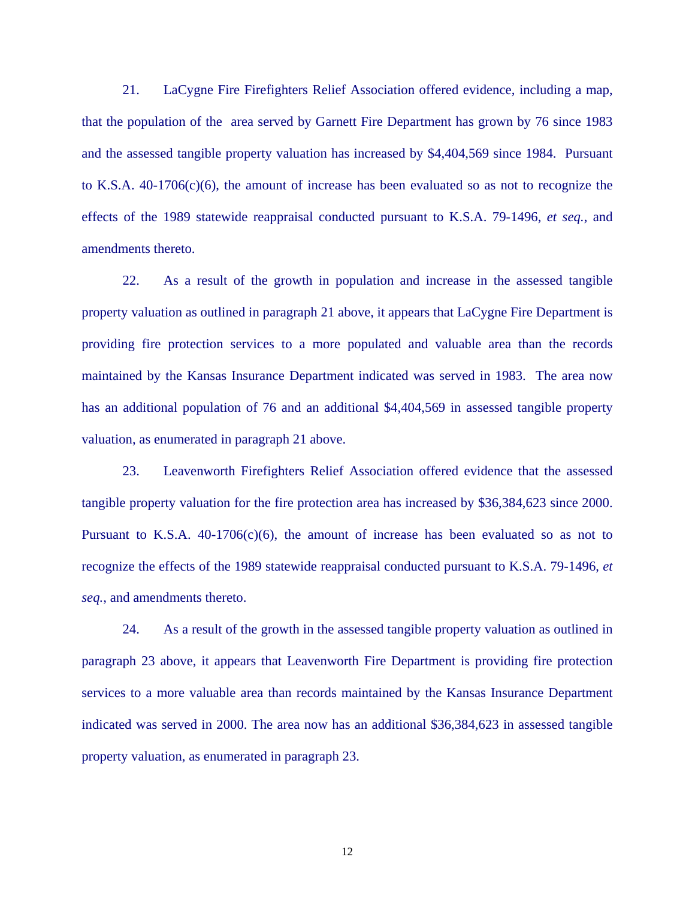21. LaCygne Fire Firefighters Relief Association offered evidence, including a map, that the population of the area served by Garnett Fire Department has grown by 76 since 1983 and the assessed tangible property valuation has increased by $4,404,569 since 1984. Pursuant to K.S.A. 40-1706(c)(6), the amount of increase has been evaluated so as not to recognize the effects of the 1989 statewide reappraisal conducted pursuant to K.S.A. 79-1496, *et seq.*, and amendments thereto.

22. As a result of the growth in population and increase in the assessed tangible property valuation as outlined in paragraph 21 above, it appears that LaCygne Fire Department is providing fire protection services to a more populated and valuable area than the records maintained by the Kansas Insurance Department indicated was served in 1983. The area now has an additional population of 76 and an additional $4,404,569 in assessed tangible property valuation, as enumerated in paragraph 21 above.

23. Leavenworth Firefighters Relief Association offered evidence that the assessed tangible property valuation for the fire protection area has increased by $36,384,623 since 2000. Pursuant to K.S.A. 40-1706(c)(6), the amount of increase has been evaluated so as not to recognize the effects of the 1989 statewide reappraisal conducted pursuant to K.S.A. 79-1496, *et seq.*, and amendments thereto.

24. As a result of the growth in the assessed tangible property valuation as outlined in paragraph 23 above, it appears that Leavenworth Fire Department is providing fire protection services to a more valuable area than records maintained by the Kansas Insurance Department indicated was served in 2000. The area now has an additional $36,384,623 in assessed tangible property valuation, as enumerated in paragraph 23.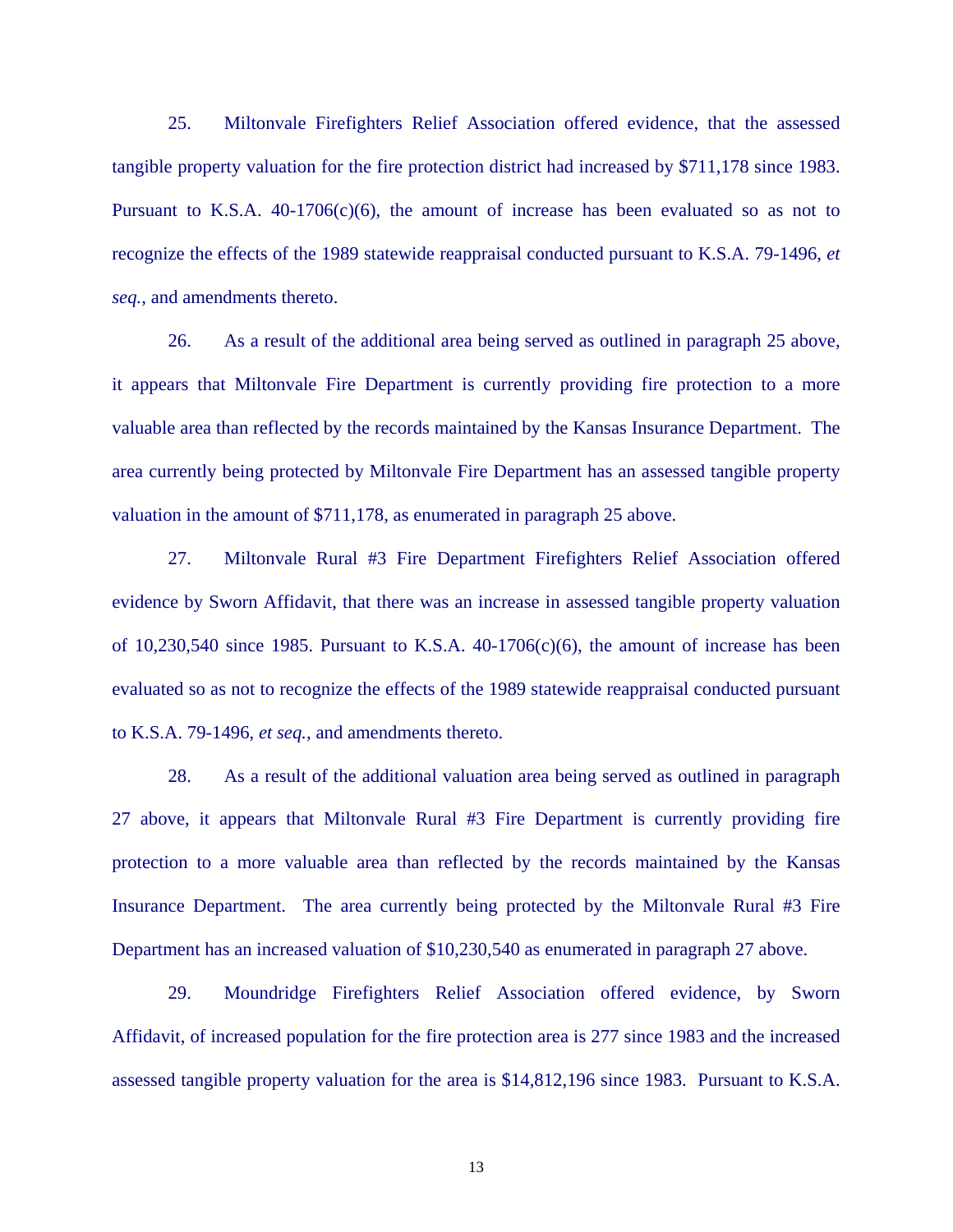25. Miltonvale Firefighters Relief Association offered evidence, that the assessed tangible property valuation for the fire protection district had increased by $711,178 since 1983. Pursuant to K.S.A. 40-1706(c)(6), the amount of increase has been evaluated so as not to recognize the effects of the 1989 statewide reappraisal conducted pursuant to K.S.A. 79-1496, *et seq.*, and amendments thereto.

26. As a result of the additional area being served as outlined in paragraph 25 above, it appears that Miltonvale Fire Department is currently providing fire protection to a more valuable area than reflected by the records maintained by the Kansas Insurance Department. The area currently being protected by Miltonvale Fire Department has an assessed tangible property valuation in the amount of $711,178, as enumerated in paragraph 25 above.

27. Miltonvale Rural #3 Fire Department Firefighters Relief Association offered evidence by Sworn Affidavit, that there was an increase in assessed tangible property valuation of 10,230,540 since 1985. Pursuant to K.S.A. 40-1706(c)(6), the amount of increase has been evaluated so as not to recognize the effects of the 1989 statewide reappraisal conducted pursuant to K.S.A. 79-1496, *et seq.*, and amendments thereto.

28. As a result of the additional valuation area being served as outlined in paragraph 27 above, it appears that Miltonvale Rural #3 Fire Department is currently providing fire protection to a more valuable area than reflected by the records maintained by the Kansas Insurance Department. The area currently being protected by the Miltonvale Rural #3 Fire Department has an increased valuation of $10,230,540 as enumerated in paragraph 27 above.

29. Moundridge Firefighters Relief Association offered evidence, by Sworn Affidavit, of increased population for the fire protection area is 277 since 1983 and the increased assessed tangible property valuation for the area is $14,812,196 since 1983. Pursuant to K.S.A.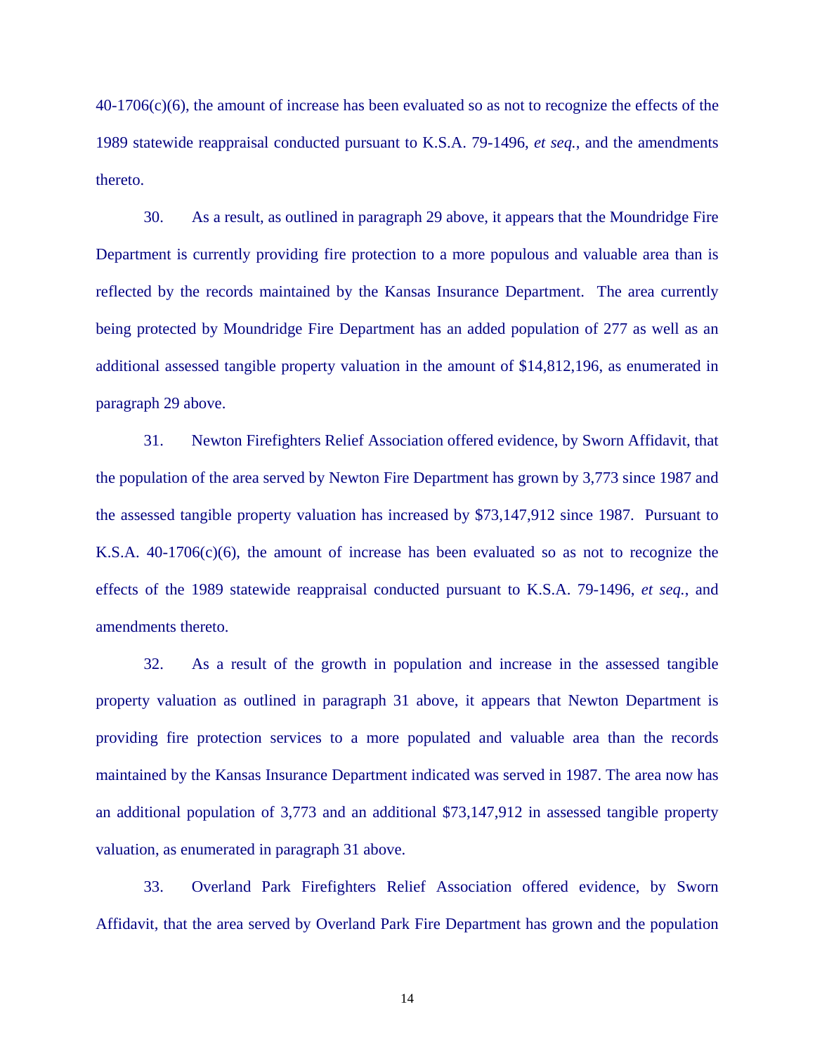40-1706(c)(6), the amount of increase has been evaluated so as not to recognize the effects of the 1989 statewide reappraisal conducted pursuant to K.S.A. 79-1496, *et seq.*, and the amendments thereto.

30. As a result, as outlined in paragraph 29 above, it appears that the Moundridge Fire Department is currently providing fire protection to a more populous and valuable area than is reflected by the records maintained by the Kansas Insurance Department. The area currently being protected by Moundridge Fire Department has an added population of 277 as well as an additional assessed tangible property valuation in the amount of $14,812,196, as enumerated in paragraph 29 above.

31. Newton Firefighters Relief Association offered evidence, by Sworn Affidavit, that the population of the area served by Newton Fire Department has grown by 3,773 since 1987 and the assessed tangible property valuation has increased by $73,147,912 since 1987. Pursuant to K.S.A. 40-1706(c)(6), the amount of increase has been evaluated so as not to recognize the effects of the 1989 statewide reappraisal conducted pursuant to K.S.A. 79-1496, *et seq.*, and amendments thereto.

32. As a result of the growth in population and increase in the assessed tangible property valuation as outlined in paragraph 31 above, it appears that Newton Department is providing fire protection services to a more populated and valuable area than the records maintained by the Kansas Insurance Department indicated was served in 1987. The area now has an additional population of 3,773 and an additional $73,147,912 in assessed tangible property valuation, as enumerated in paragraph 31 above.

33. Overland Park Firefighters Relief Association offered evidence, by Sworn Affidavit, that the area served by Overland Park Fire Department has grown and the population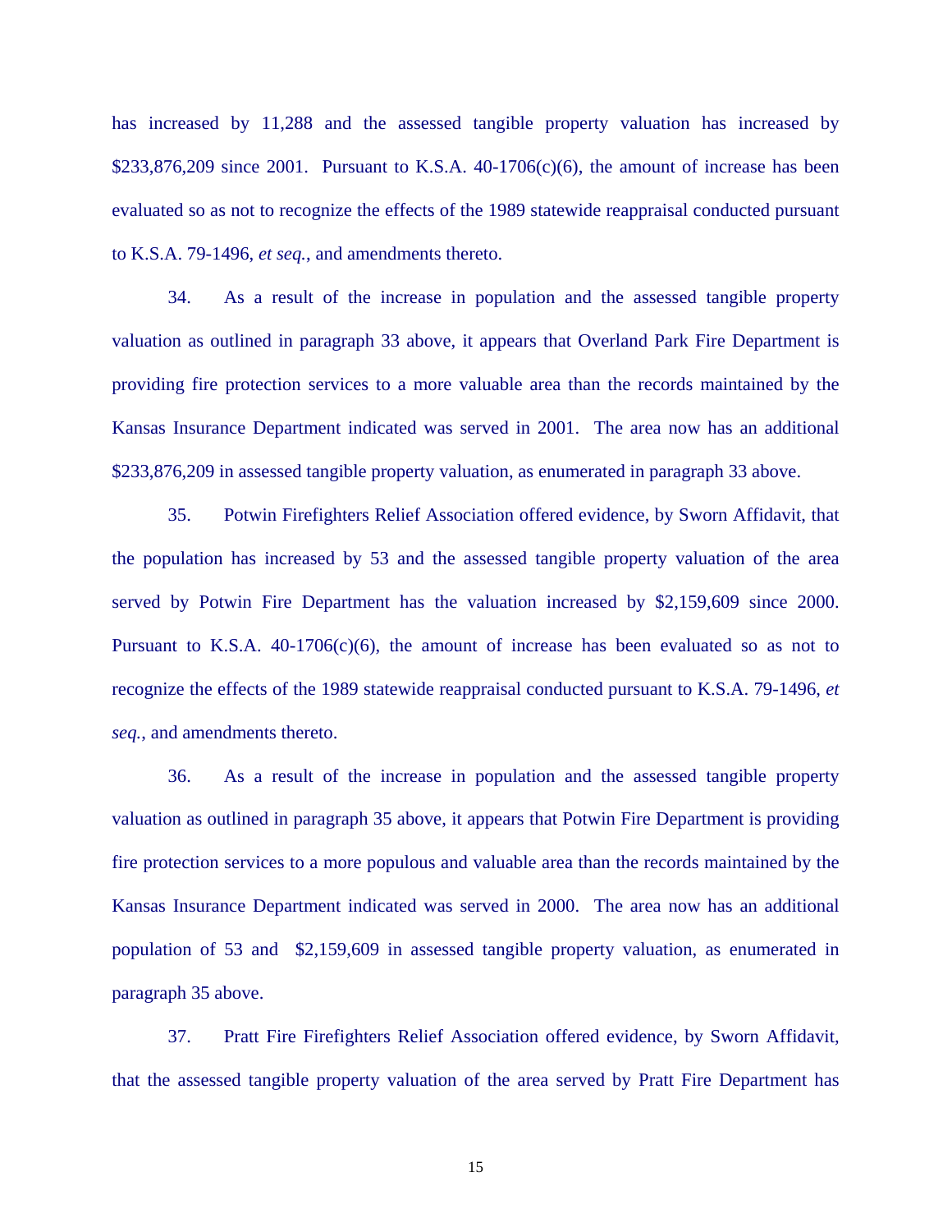has increased by 11,288 and the assessed tangible property valuation has increased by $233,876,209 since 2001. Pursuant to K.S.A. 40-1706(c)(6), the amount of increase has been evaluated so as not to recognize the effects of the 1989 statewide reappraisal conducted pursuant to K.S.A. 79-1496, *et seq.*, and amendments thereto.

34. As a result of the increase in population and the assessed tangible property valuation as outlined in paragraph 33 above, it appears that Overland Park Fire Department is providing fire protection services to a more valuable area than the records maintained by the Kansas Insurance Department indicated was served in 2001. The area now has an additional $233,876,209 in assessed tangible property valuation, as enumerated in paragraph 33 above.

35. Potwin Firefighters Relief Association offered evidence, by Sworn Affidavit, that the population has increased by 53 and the assessed tangible property valuation of the area served by Potwin Fire Department has the valuation increased by $2,159,609 since 2000. Pursuant to K.S.A. 40-1706(c)(6), the amount of increase has been evaluated so as not to recognize the effects of the 1989 statewide reappraisal conducted pursuant to K.S.A. 79-1496, *et seq.*, and amendments thereto.

36. As a result of the increase in population and the assessed tangible property valuation as outlined in paragraph 35 above, it appears that Potwin Fire Department is providing fire protection services to a more populous and valuable area than the records maintained by the Kansas Insurance Department indicated was served in 2000. The area now has an additional population of 53 and $2,159,609 in assessed tangible property valuation, as enumerated in paragraph 35 above.

37. Pratt Fire Firefighters Relief Association offered evidence, by Sworn Affidavit, that the assessed tangible property valuation of the area served by Pratt Fire Department has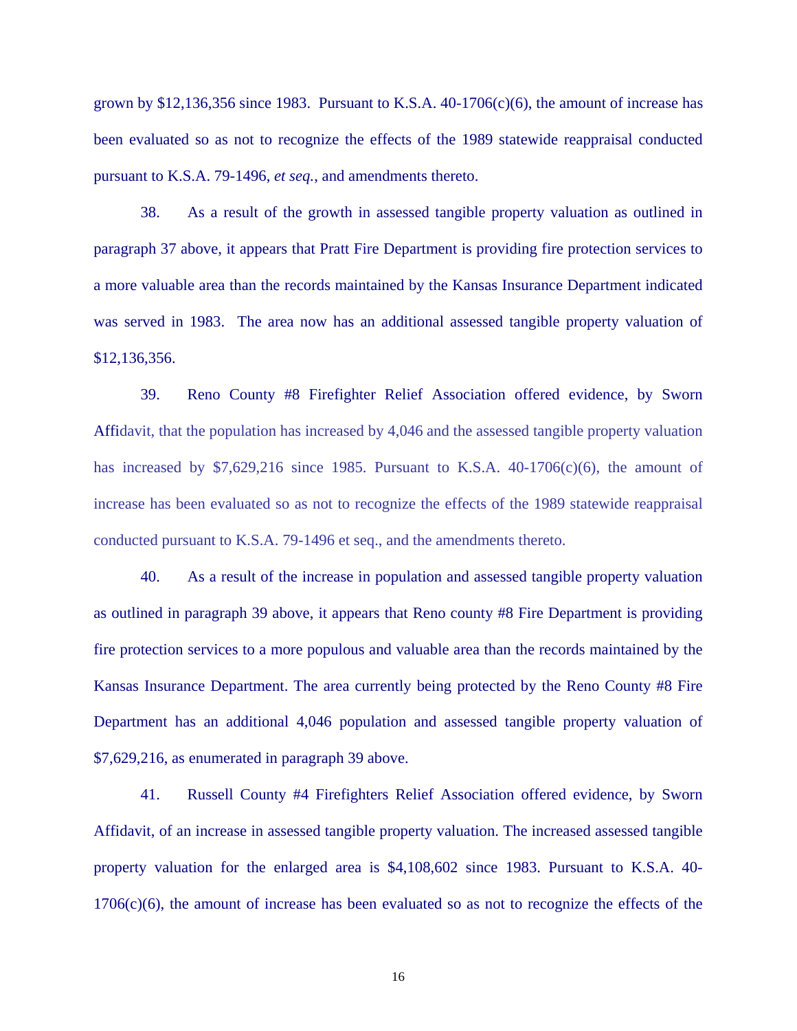grown by $12,136,356 since 1983. Pursuant to K.S.A. 40-1706(c)(6), the amount of increase has been evaluated so as not to recognize the effects of the 1989 statewide reappraisal conducted pursuant to K.S.A. 79-1496, *et seq.*, and amendments thereto.

38. As a result of the growth in assessed tangible property valuation as outlined in paragraph 37 above, it appears that Pratt Fire Department is providing fire protection services to a more valuable area than the records maintained by the Kansas Insurance Department indicated was served in 1983. The area now has an additional assessed tangible property valuation of $12,136,356.

39. Reno County #8 Firefighter Relief Association offered evidence, by Sworn Affidavit, that the population has increased by 4,046 and the assessed tangible property valuation has increased by $7,629,216 since 1985. Pursuant to K.S.A. 40-1706(c)(6), the amount of increase has been evaluated so as not to recognize the effects of the 1989 statewide reappraisal conducted pursuant to K.S.A. 79-1496 et seq., and the amendments thereto.

40. As a result of the increase in population and assessed tangible property valuation as outlined in paragraph 39 above, it appears that Reno county #8 Fire Department is providing fire protection services to a more populous and valuable area than the records maintained by the Kansas Insurance Department. The area currently being protected by the Reno County #8 Fire Department has an additional 4,046 population and assessed tangible property valuation of $7,629,216, as enumerated in paragraph 39 above.

41. Russell County #4 Firefighters Relief Association offered evidence, by Sworn Affidavit, of an increase in assessed tangible property valuation. The increased assessed tangible property valuation for the enlarged area is $4,108,602 since 1983. Pursuant to K.S.A. 40-1706(c)(6), the amount of increase has been evaluated so as not to recognize the effects of the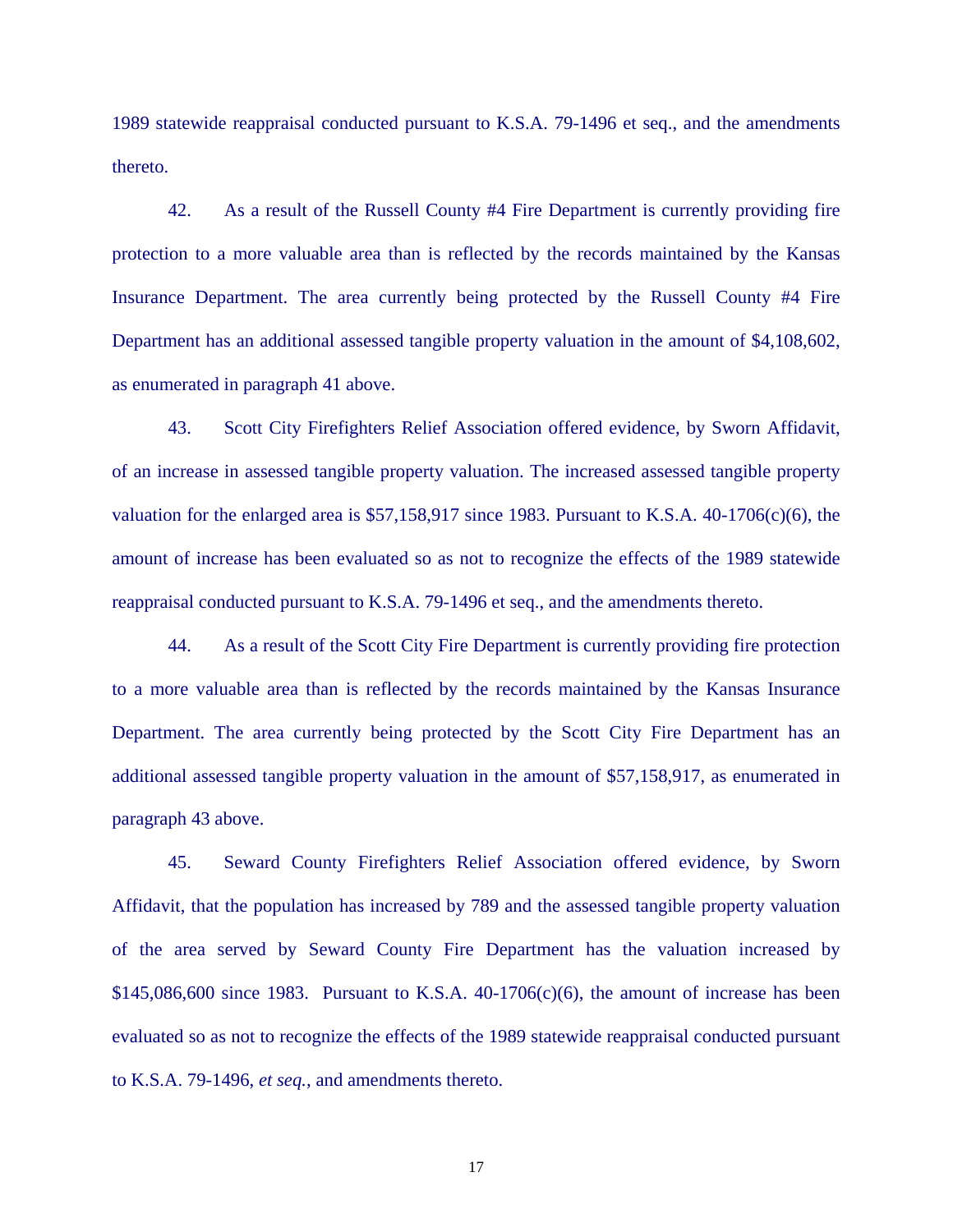1989 statewide reappraisal conducted pursuant to K.S.A. 79-1496 et seq., and the amendments thereto.

42. As a result of the Russell County #4 Fire Department is currently providing fire protection to a more valuable area than is reflected by the records maintained by the Kansas Insurance Department. The area currently being protected by the Russell County #4 Fire Department has an additional assessed tangible property valuation in the amount of $4,108,602, as enumerated in paragraph 41 above.

43. Scott City Firefighters Relief Association offered evidence, by Sworn Affidavit, of an increase in assessed tangible property valuation. The increased assessed tangible property valuation for the enlarged area is $57,158,917 since 1983. Pursuant to K.S.A. 40-1706(c)(6), the amount of increase has been evaluated so as not to recognize the effects of the 1989 statewide reappraisal conducted pursuant to K.S.A. 79-1496 et seq., and the amendments thereto.

44. As a result of the Scott City Fire Department is currently providing fire protection to a more valuable area than is reflected by the records maintained by the Kansas Insurance Department. The area currently being protected by the Scott City Fire Department has an additional assessed tangible property valuation in the amount of $57,158,917, as enumerated in paragraph 43 above.

45. Seward County Firefighters Relief Association offered evidence, by Sworn Affidavit, that the population has increased by 789 and the assessed tangible property valuation of the area served by Seward County Fire Department has the valuation increased by $145,086,600 since 1983. Pursuant to K.S.A. 40-1706(c)(6), the amount of increase has been evaluated so as not to recognize the effects of the 1989 statewide reappraisal conducted pursuant to K.S.A. 79-1496, *et seq.*, and amendments thereto.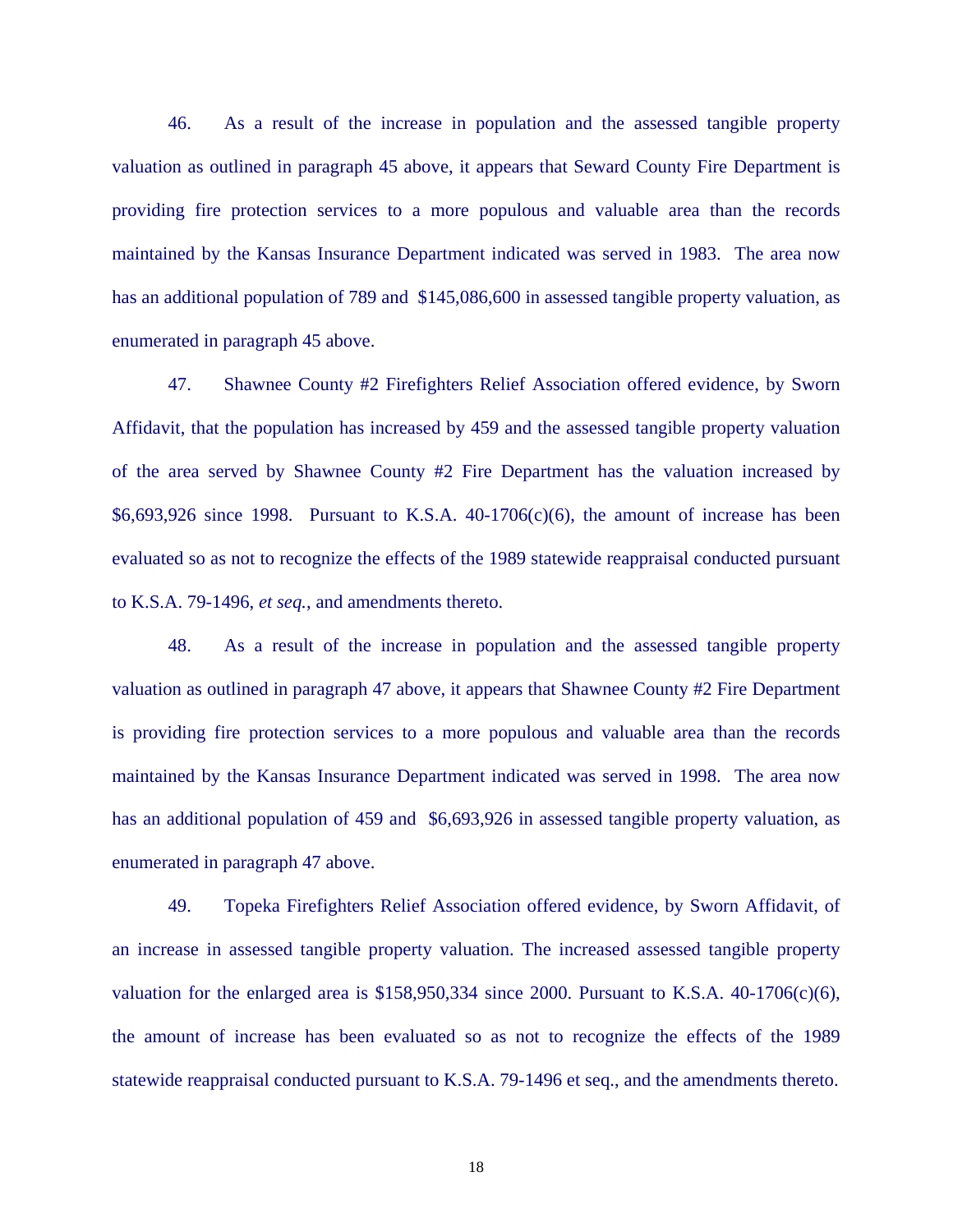46. As a result of the increase in population and the assessed tangible property valuation as outlined in paragraph 45 above, it appears that Seward County Fire Department is providing fire protection services to a more populous and valuable area than the records maintained by the Kansas Insurance Department indicated was served in 1983. The area now has an additional population of 789 and $145,086,600 in assessed tangible property valuation, as enumerated in paragraph 45 above.

47. Shawnee County #2 Firefighters Relief Association offered evidence, by Sworn Affidavit, that the population has increased by 459 and the assessed tangible property valuation of the area served by Shawnee County #2 Fire Department has the valuation increased by $6,693,926 since 1998. Pursuant to K.S.A. 40-1706(c)(6), the amount of increase has been evaluated so as not to recognize the effects of the 1989 statewide reappraisal conducted pursuant to K.S.A. 79-1496, *et seq.*, and amendments thereto.

48. As a result of the increase in population and the assessed tangible property valuation as outlined in paragraph 47 above, it appears that Shawnee County #2 Fire Department is providing fire protection services to a more populous and valuable area than the records maintained by the Kansas Insurance Department indicated was served in 1998. The area now has an additional population of 459 and $6,693,926 in assessed tangible property valuation, as enumerated in paragraph 47 above.

49. Topeka Firefighters Relief Association offered evidence, by Sworn Affidavit, of an increase in assessed tangible property valuation. The increased assessed tangible property valuation for the enlarged area is $158,950,334 since 2000. Pursuant to K.S.A. 40-1706(c)(6), the amount of increase has been evaluated so as not to recognize the effects of the 1989 statewide reappraisal conducted pursuant to K.S.A. 79-1496 et seq., and the amendments thereto.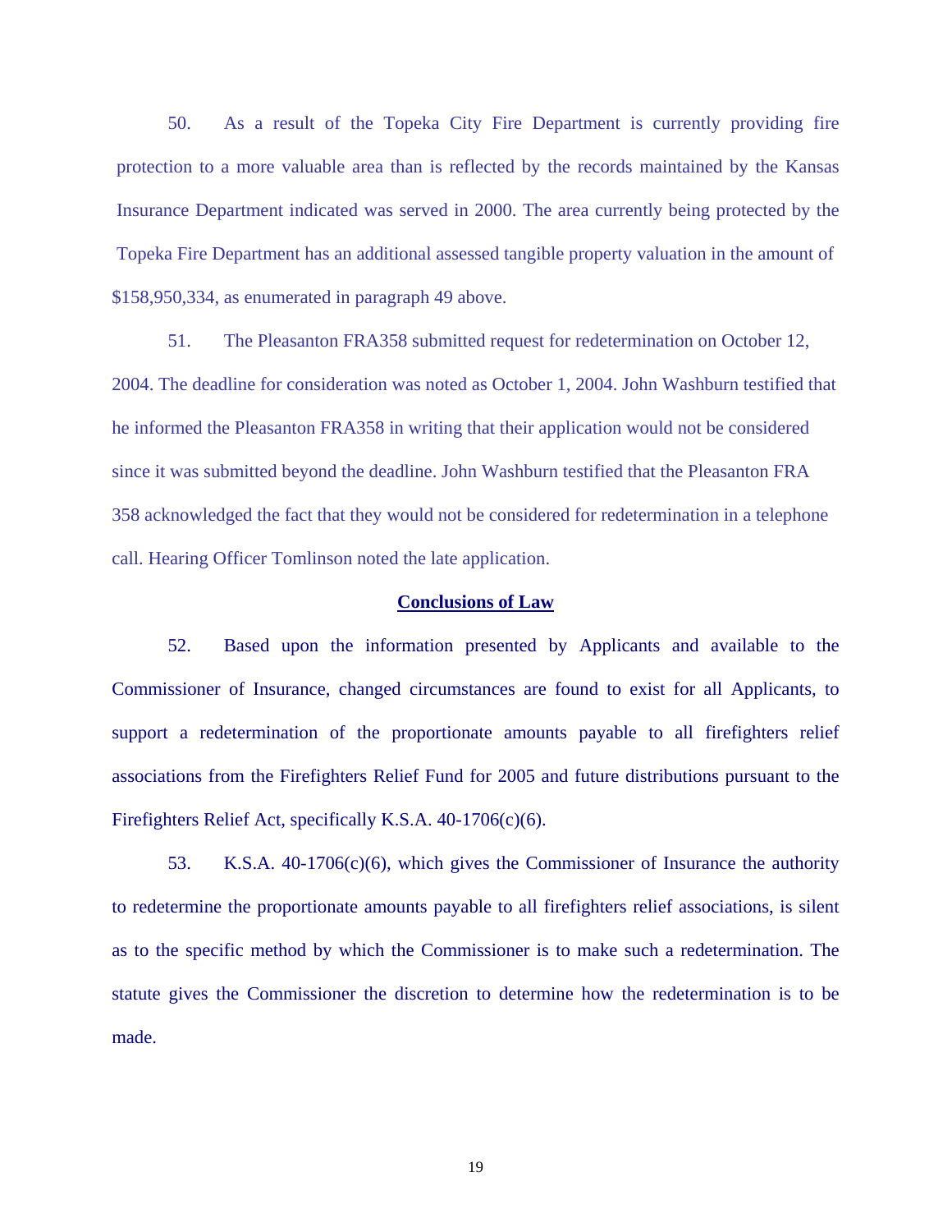50. As a result of the Topeka City Fire Department is currently providing fire protection to a more valuable area than is reflected by the records maintained by the Kansas Insurance Department indicated was served in 2000. The area currently being protected by the Topeka Fire Department has an additional assessed tangible property valuation in the amount of $158,950,334, as enumerated in paragraph 49 above.

51. The Pleasanton FRA358 submitted request for redetermination on October 12, 2004. The deadline for consideration was noted as October 1, 2004. John Washburn testified that he informed the Pleasanton FRA358 in writing that their application would not be considered since it was submitted beyond the deadline. John Washburn testified that the Pleasanton FRA 358 acknowledged the fact that they would not be considered for redetermination in a telephone call. Hearing Officer Tomlinson noted the late application.

## Conclusions of Law

52. Based upon the information presented by Applicants and available to the Commissioner of Insurance, changed circumstances are found to exist for all Applicants, to support a redetermination of the proportionate amounts payable to all firefighters relief associations from the Firefighters Relief Fund for 2005 and future distributions pursuant to the Firefighters Relief Act, specifically K.S.A. 40-1706(c)(6).

53. K.S.A. 40-1706(c)(6), which gives the Commissioner of Insurance the authority to redetermine the proportionate amounts payable to all firefighters relief associations, is silent as to the specific method by which the Commissioner is to make such a redetermination. The statute gives the Commissioner the discretion to determine how the redetermination is to be made.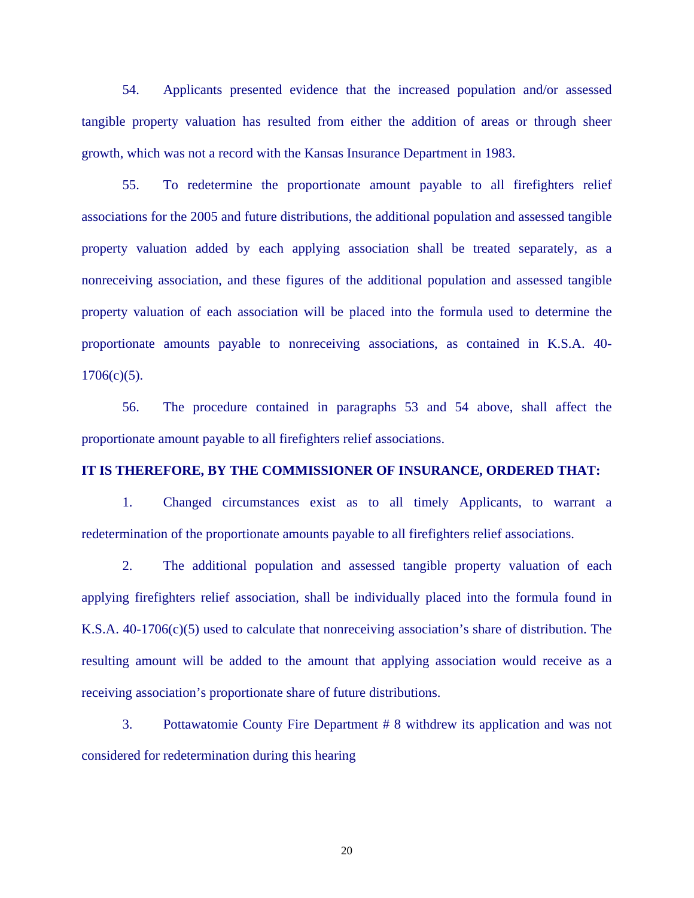54. Applicants presented evidence that the increased population and/or assessed tangible property valuation has resulted from either the addition of areas or through sheer growth, which was not a record with the Kansas Insurance Department in 1983.

55. To redetermine the proportionate amount payable to all firefighters relief associations for the 2005 and future distributions, the additional population and assessed tangible property valuation added by each applying association shall be treated separately, as a nonreceiving association, and these figures of the additional population and assessed tangible property valuation of each association will be placed into the formula used to determine the proportionate amounts payable to nonreceiving associations, as contained in K.S.A. 40-1706(c)(5).

56. The procedure contained in paragraphs 53 and 54 above, shall affect the proportionate amount payable to all firefighters relief associations.

**IT IS THEREFORE, BY THE COMMISSIONER OF INSURANCE, ORDERED THAT:**

1. Changed circumstances exist as to all timely Applicants, to warrant a redetermination of the proportionate amounts payable to all firefighters relief associations.

2. The additional population and assessed tangible property valuation of each applying firefighters relief association, shall be individually placed into the formula found in K.S.A. 40-1706(c)(5) used to calculate that nonreceiving association's share of distribution. The resulting amount will be added to the amount that applying association would receive as a receiving association's proportionate share of future distributions.

3. Pottawatomie County Fire Department # 8 withdrew its application and was not considered for redetermination during this hearing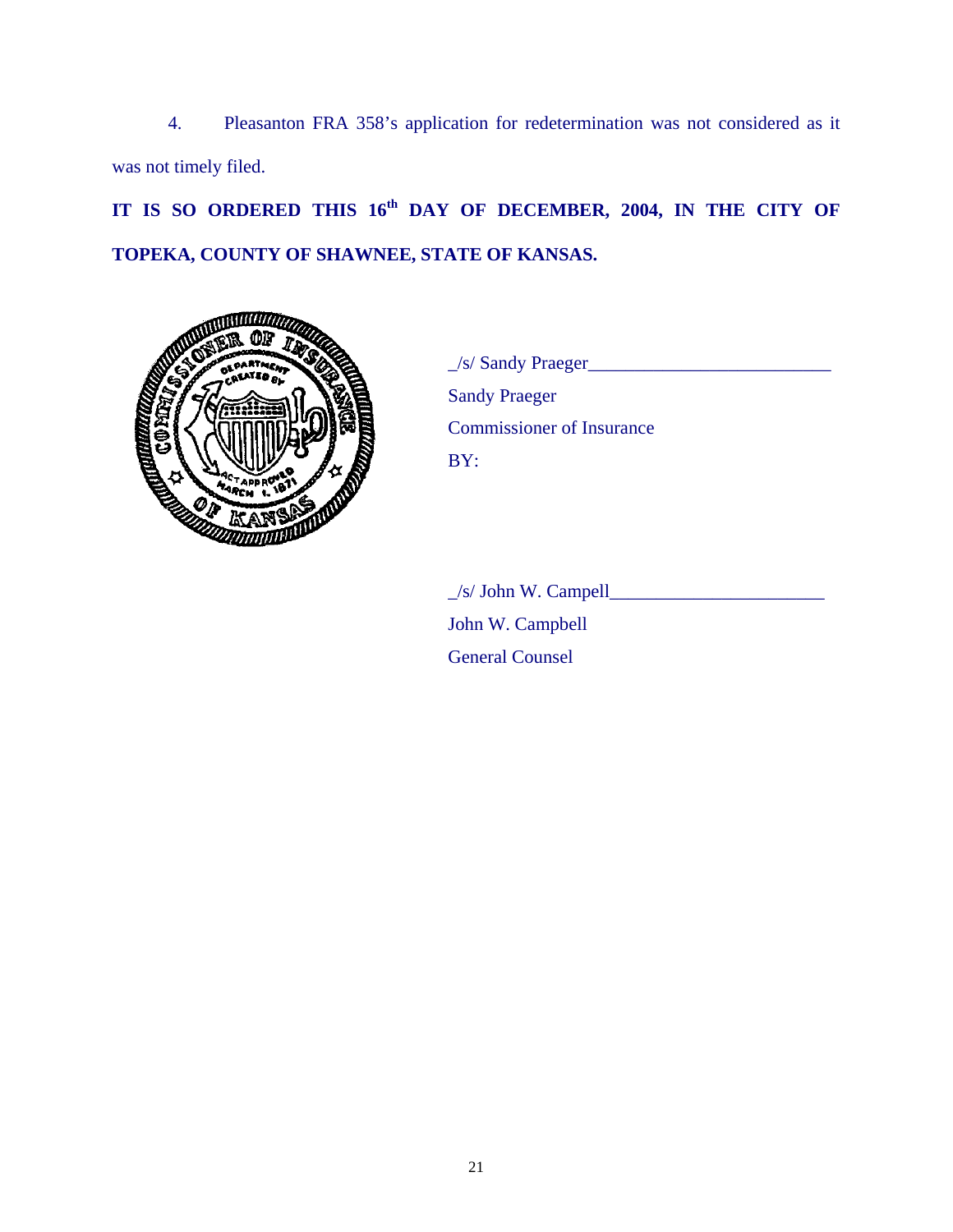4. Pleasanton FRA 358's application for redetermination was not considered as it was not timely filed.

**IT IS SO ORDERED THIS 16th DAY OF DECEMBER, 2004, IN THE CITY OF TOPEKA, COUNTY OF SHAWNEE, STATE OF KANSAS.**

_/s/ Sandy Praeger__________________________
Sandy Praeger
Commissioner of Insurance
BY:

_/s/ John W. Campell_______________________
John W. Campbell
General Counsel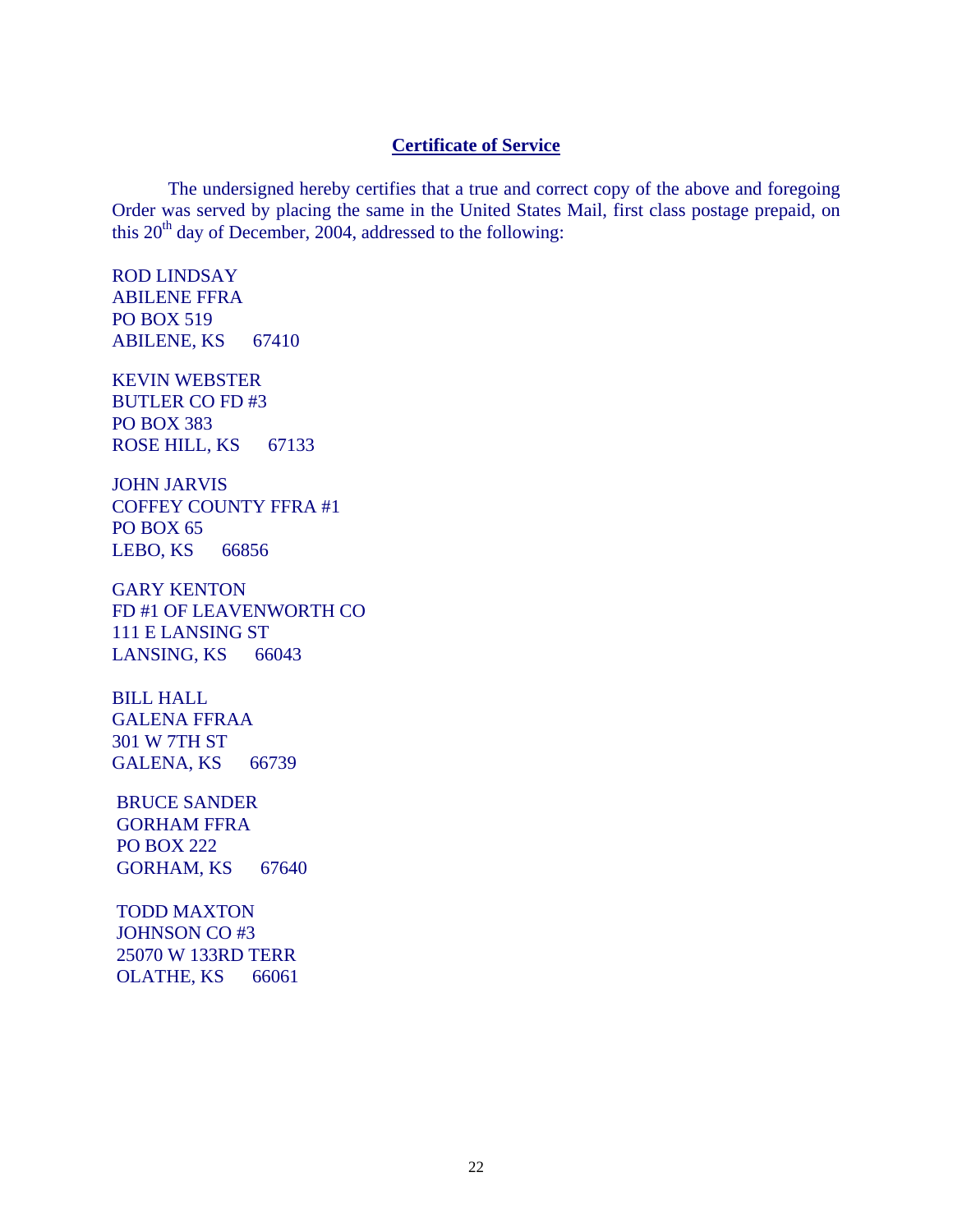## Certificate of Service

The undersigned hereby certifies that a true and correct copy of the above and foregoing Order was served by placing the same in the United States Mail, first class postage prepaid, on this 20th day of December, 2004, addressed to the following:

ROD LINDSAY
ABILENE FFRA
PO BOX 519
ABILENE, KS 67410

KEVIN WEBSTER
BUTLER CO FD #3
PO BOX 383
ROSE HILL, KS 67133

JOHN JARVIS
COFFEY COUNTY FFRA #1
PO BOX 65
LEBO, KS 66856

GARY KENTON
FD #1 OF LEAVENWORTH CO
111 E LANSING ST
LANSING, KS 66043

BILL HALL
GALENA FFRAA
301 W 7TH ST
GALENA, KS 66739

BRUCE SANDER
GORHAM FFRA
PO BOX 222
GORHAM, KS 67640

TODD MAXTON
JOHNSON CO #3
25070 W 133RD TERR
OLATHE, KS 66061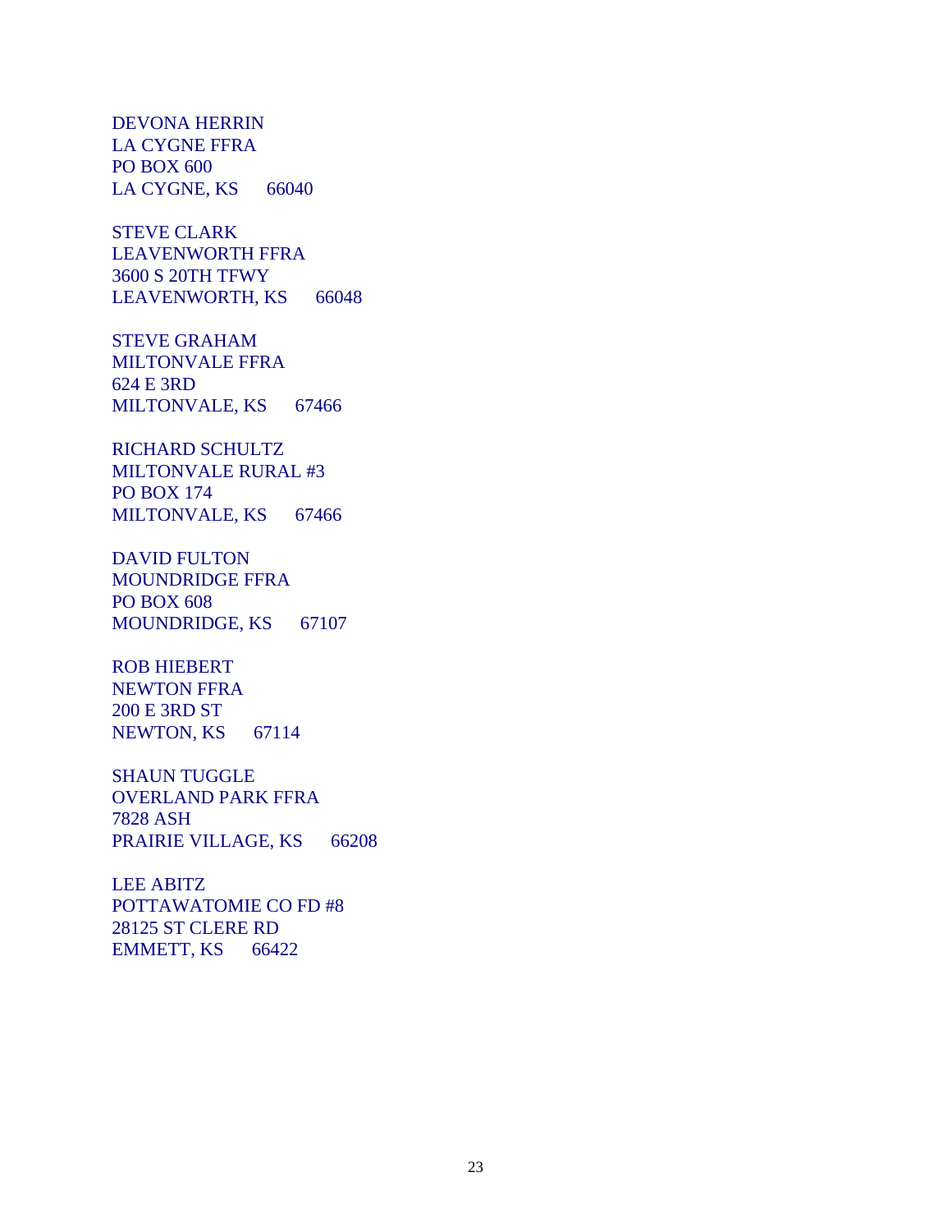DEVONA HERRIN  
LA CYGNE FFRA  
PO BOX 600  
LA CYGNE, KS 66040

STEVE CLARK  
LEAVENWORTH FFRA  
3600 S 20TH TFWY  
LEAVENWORTH, KS 66048

STEVE GRAHAM  
MILTONVALE FFRA  
624 E 3RD  
MILTONVALE, KS 67466

RICHARD SCHULTZ  
MILTONVALE RURAL #3  
PO BOX 174  
MILTONVALE, KS 67466

DAVID FULTON  
MOUNDRIDGE FFRA  
PO BOX 608  
MOUNDRIDGE, KS 67107

ROB HIEBERT  
NEWTON FFRA  
200 E 3RD ST  
NEWTON, KS 67114

SHAUN TUGGLE  
OVERLAND PARK FFRA  
7828 ASH  
PRAIRIE VILLAGE, KS 66208

LEE ABITZ  
POTTAWATOMIE CO FD #8  
28125 ST CLERE RD  
EMMETT, KS 66422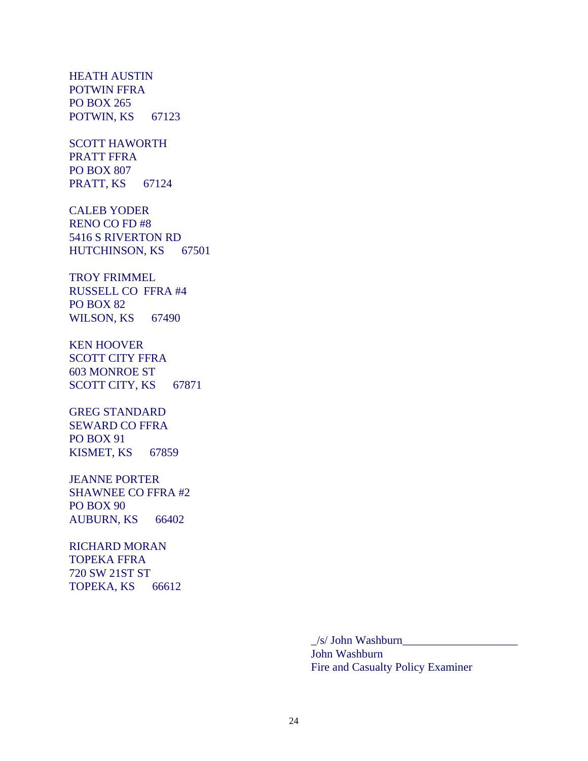HEATH AUSTIN
POTWIN FFRA
PO BOX 265
POTWIN, KS 67123

SCOTT HAWORTH
PRATT FFRA
PO BOX 807
PRATT, KS 67124

CALEB YODER
RENO CO FD #8
5416 S RIVERTON RD
HUTCHINSON, KS 67501

TROY FRIMMEL
RUSSELL CO FFRA #4
PO BOX 82
WILSON, KS 67490

KEN HOOVER
SCOTT CITY FFRA
603 MONROE ST
SCOTT CITY, KS 67871

GREG STANDARD
SEWARD CO FFRA
PO BOX 91
KISMET, KS 67859

JEANNE PORTER
SHAWNEE CO FFRA #2
PO BOX 90
AUBURN, KS 66402

RICHARD MORAN
TOPEKA FFRA
720 SW 21ST ST
TOPEKA, KS 66612

_/s/ John Washburn____________________
John Washburn
Fire and Casualty Policy Examiner